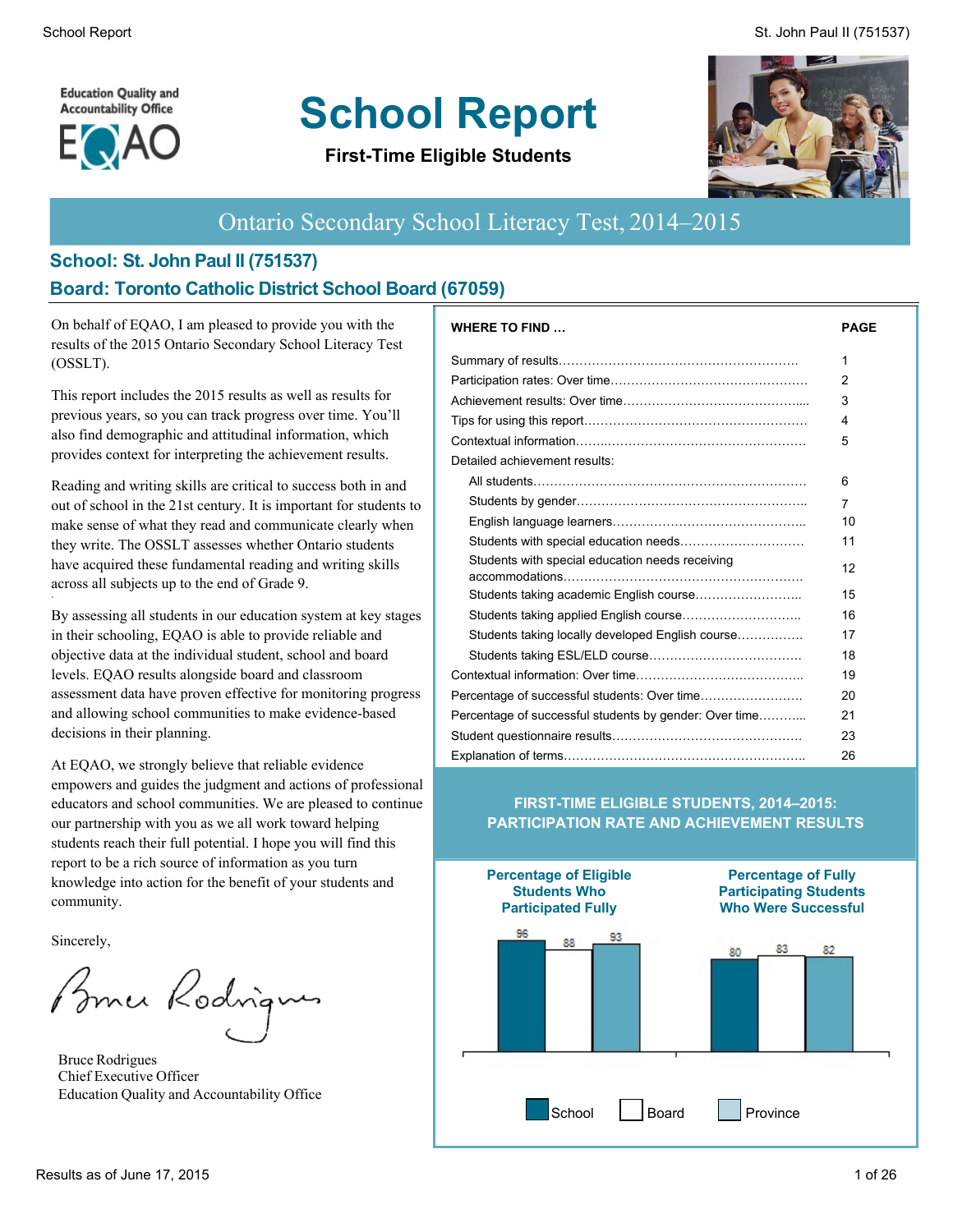Education Quality and Accountability Office

EQAO

# School Report

**First-Time Eligible Students**

## Ontario Secondary School Literacy Test, 2014–2015

### School: St. John Paul II (751537)

### Board: Toronto Catholic District School Board (67059)

On behalf of EQAO, I am pleased to provide you with the results of the 2015 Ontario Secondary School Literacy Test (OSSLT).

This report includes the 2015 results as well as results for previous years, so you can track progress over time. You'll also find demographic and attitudinal information, which provides context for interpreting the achievement results.

Reading and writing skills are critical to success both in and out of school in the 21st century. It is important for students to make sense of what they read and communicate clearly when they write. The OSSLT assesses whether Ontario students have acquired these fundamental reading and writing skills across all subjects up to the end of Grade 9.

By assessing all students in our education system at key stages in their schooling, EQAO is able to provide reliable and objective data at the individual student, school and board levels. EQAO results alongside board and classroom assessment data have proven effective for monitoring progress and allowing school communities to make evidence-based decisions in their planning.

At EQAO, we strongly believe that reliable evidence empowers and guides the judgment and actions of professional educators and school communities. We are pleased to continue our partnership with you as we all work toward helping students reach their full potential. I hope you will find this report to be a rich source of information as you turn knowledge into action for the benefit of your students and community.

Sincerely,

Bruce Rodrigues
Chief Executive Officer
Education Quality and Accountability Office

| WHERE TO FIND … | PAGE |
|---|---|
| Summary of results | 1 |
| Participation rates: Over time | 2 |
| Achievement results: Over time | 3 |
| Tips for using this report | 4 |
| Contextual information | 5 |
| Detailed achievement results: | |
| All students | 6 |
| Students by gender | 7 |
| English language learners | 10 |
| Students with special education needs | 11 |
| Students with special education needs receiving accommodations | 12 |
| Students taking academic English course | 15 |
| Students taking applied English course | 16 |
| Students taking locally developed English course | 17 |
| Students taking ESL/ELD course | 18 |
| Contextual information: Over time | 19 |
| Percentage of successful students: Over time | 20 |
| Percentage of successful students by gender: Over time | 21 |
| Student questionnaire results | 23 |
| Explanation of terms | 26 |

**FIRST-TIME ELIGIBLE STUDENTS, 2014–2015: PARTICIPATION RATE AND ACHIEVEMENT RESULTS**

| | School | Board | Province |
|---|---|---|---|
| Percentage of Eligible Students Who Participated Fully | 96 | 88 | 93 |
| Percentage of Fully Participating Students Who Were Successful | 80 | 83 | 82 |

Results as of June 17, 2015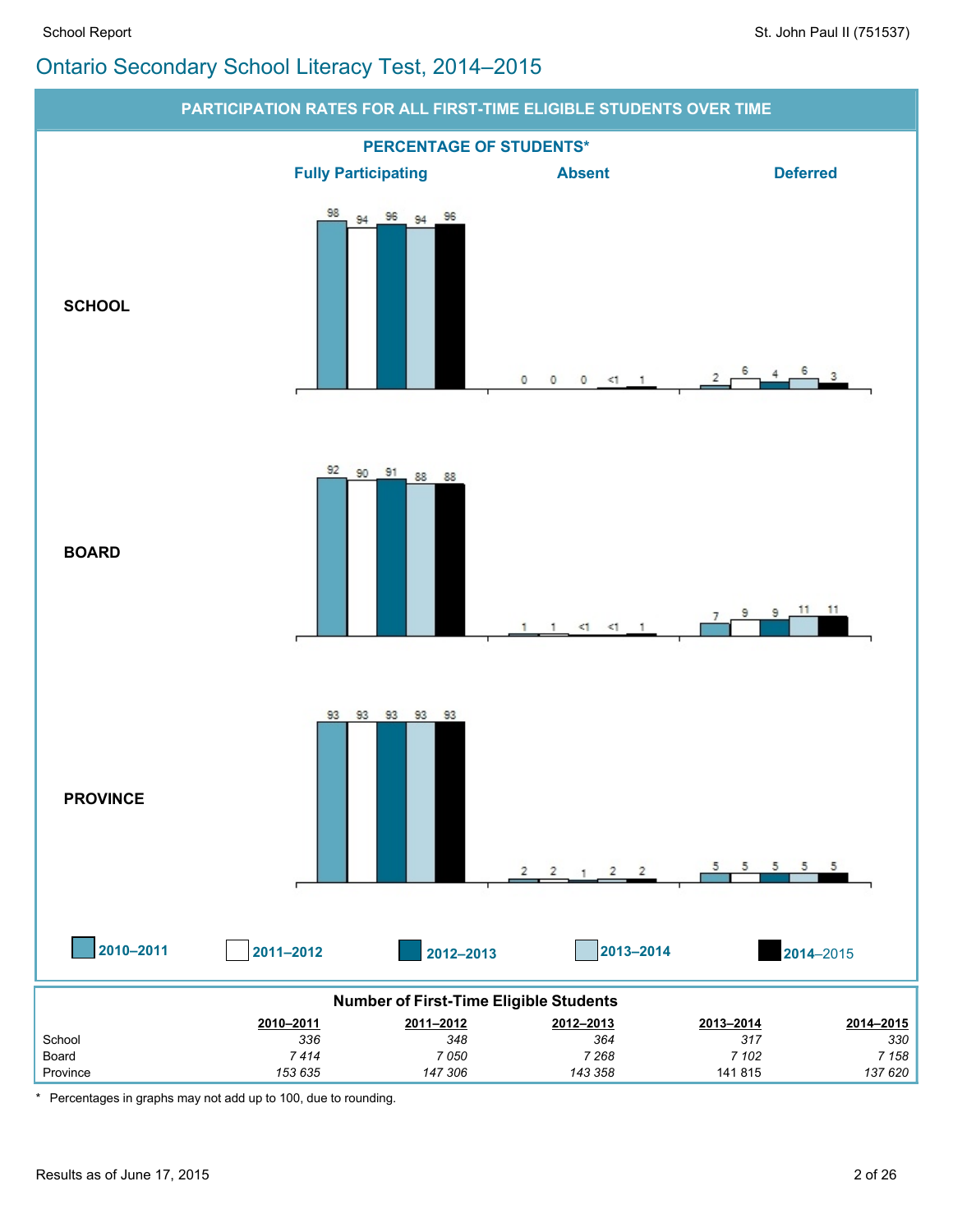# Ontario Secondary School Literacy Test, 2014–2015

## PARTICIPATION RATES FOR ALL FIRST-TIME ELIGIBLE STUDENTS OVER TIME

**PERCENTAGE OF STUDENTS***

| | | Fully Participating | Absent | Deferred |
|---|---|---|---|---|
| **SCHOOL** | 2010–2011 | 98 | 0 | 2 |
| | 2011–2012 | 94 | 0 | 6 |
| | 2012–2013 | 96 | 0 | 4 |
| | 2013–2014 | 94 | <1 | 6 |
| | 2014–2015 | 96 | 1 | 3 |
| **BOARD** | 2010–2011 | 92 | 1 | 7 |
| | 2011–2012 | 90 | 1 | 9 |
| | 2012–2013 | 91 | <1 | 9 |
| | 2013–2014 | 88 | <1 | 11 |
| | 2014–2015 | 88 | 1 | 11 |
| **PROVINCE** | 2010–2011 | 93 | 2 | 5 |
| | 2011–2012 | 93 | 2 | 5 |
| | 2012–2013 | 93 | 1 | 5 |
| | 2013–2014 | 93 | 2 | 5 |
| | 2014–2015 | 93 | 2 | 5 |

**Number of First-Time Eligible Students**

| | 2010–2011 | 2011–2012 | 2012–2013 | 2013–2014 | 2014–2015 |
|---|---|---|---|---|---|
| School | 336 | 348 | 364 | 317 | 330 |
| Board | 7 414 | 7 050 | 7 268 | 7 102 | 7 158 |
| Province | 153 635 | 147 306 | 143 358 | 141 815 | 137 620 |

\* Percentages in graphs may not add up to 100, due to rounding.

Results as of June 17, 2015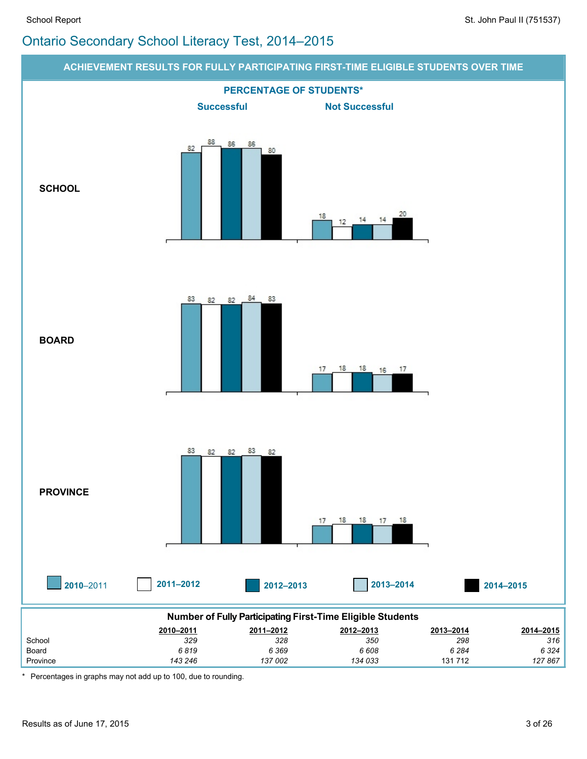# Ontario Secondary School Literacy Test, 2014–2015

## ACHIEVEMENT RESULTS FOR FULLY PARTICIPATING FIRST-TIME ELIGIBLE STUDENTS OVER TIME

### PERCENTAGE OF STUDENTS*

| | | 2010–2011 | 2011–2012 | 2012–2013 | 2013–2014 | 2014–2015 |
|---|---|---|---|---|---|---|
| SCHOOL | Successful | 82 | 88 | 86 | 86 | 80 |
| | Not Successful | 18 | 12 | 14 | 14 | 20 |
| BOARD | Successful | 83 | 82 | 82 | 84 | 83 |
| | Not Successful | 17 | 18 | 18 | 16 | 17 |
| PROVINCE | Successful | 83 | 82 | 82 | 83 | 82 |
| | Not Successful | 17 | 18 | 18 | 17 | 18 |

### Number of Fully Participating First-Time Eligible Students

| | 2010–2011 | 2011–2012 | 2012–2013 | 2013–2014 | 2014–2015 |
|---|---|---|---|---|---|
| School | 329 | 328 | 350 | 298 | 316 |
| Board | 6 819 | 6 369 | 6 608 | 6 284 | 6 324 |
| Province | 143 246 | 137 002 | 134 033 | 131 712 | 127 867 |

\* Percentages in graphs may not add up to 100, due to rounding.

Results as of June 17, 2015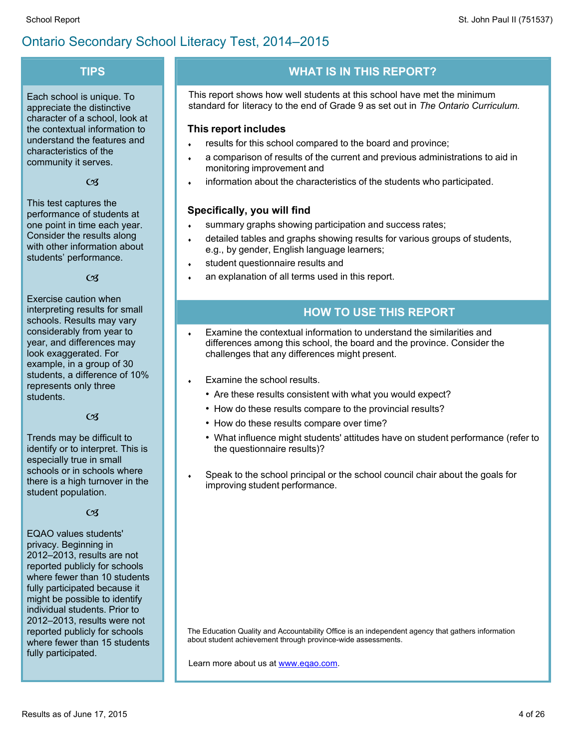# Ontario Secondary School Literacy Test, 2014–2015

## TIPS

Each school is unique. To appreciate the distinctive character of a school, look at the contextual information to understand the features and characteristics of the community it serves.

This test captures the performance of students at one point in time each year. Consider the results along with other information about students' performance.

Exercise caution when interpreting results for small schools. Results may vary considerably from year to year, and differences may look exaggerated. For example, in a group of 30 students, a difference of 10% represents only three students.

Trends may be difficult to identify or to interpret. This is especially true in small schools or in schools where there is a high turnover in the student population.

EQAO values students' privacy. Beginning in 2012–2013, results are not reported publicly for schools where fewer than 10 students fully participated because it might be possible to identify individual students. Prior to 2012–2013, results were not reported publicly for schools where fewer than 15 students fully participated.

## WHAT IS IN THIS REPORT?

This report shows how well students at this school have met the minimum standard for literacy to the end of Grade 9 as set out in *The Ontario Curriculum.*

### This report includes

- results for this school compared to the board and province;
- a comparison of results of the current and previous administrations to aid in monitoring improvement and
- information about the characteristics of the students who participated.

### Specifically, you will find

- summary graphs showing participation and success rates;
- detailed tables and graphs showing results for various groups of students, e.g., by gender, English language learners;
- student questionnaire results and
- an explanation of all terms used in this report.

## HOW TO USE THIS REPORT

- Examine the contextual information to understand the similarities and differences among this school, the board and the province. Consider the challenges that any differences might present.
- Examine the school results.
  - Are these results consistent with what you would expect?
  - How do these results compare to the provincial results?
  - How do these results compare over time?
  - What influence might students' attitudes have on student performance (refer to the questionnaire results)?
- Speak to the school principal or the school council chair about the goals for improving student performance.

The Education Quality and Accountability Office is an independent agency that gathers information about student achievement through province-wide assessments.

Learn more about us at www.eqao.com.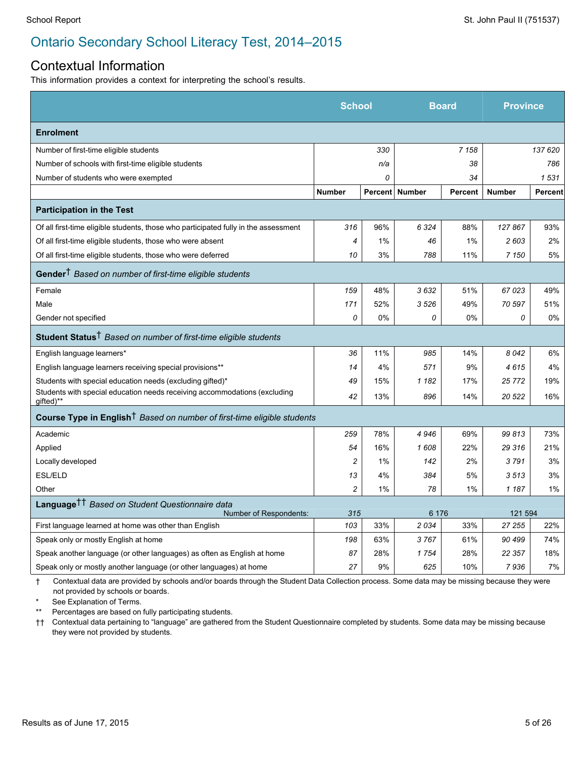# Ontario Secondary School Literacy Test, 2014–2015

## Contextual Information

This information provides a context for interpreting the school's results.

| | School | | Board | | Province | |
|---|---|---|---|---|---|---|
| **Enrolment** | | | | | | |
| Number of first-time eligible students | 330 | | 7 158 | | 137 620 | |
| Number of schools with first-time eligible students | n/a | | 38 | | 786 | |
| Number of students who were exempted | 0 | | 34 | | 1 531 | |
| | **Number** | **Percent** | **Number** | **Percent** | **Number** | **Percent** |
| **Participation in the Test** | | | | | | |
| Of all first-time eligible students, those who participated fully in the assessment | 316 | 96% | 6 324 | 88% | 127 867 | 93% |
| Of all first-time eligible students, those who were absent | 4 | 1% | 46 | 1% | 2 603 | 2% |
| Of all first-time eligible students, those who were deferred | 10 | 3% | 788 | 11% | 7 150 | 5% |
| **Gender**† *Based on number of first-time eligible students* | | | | | | |
| Female | 159 | 48% | 3 632 | 51% | 67 023 | 49% |
| Male | 171 | 52% | 3 526 | 49% | 70 597 | 51% |
| Gender not specified | 0 | 0% | 0 | 0% | 0 | 0% |
| **Student Status**† *Based on number of first-time eligible students* | | | | | | |
| English language learners* | 36 | 11% | 985 | 14% | 8 042 | 6% |
| English language learners receiving special provisions** | 14 | 4% | 571 | 9% | 4 615 | 4% |
| Students with special education needs (excluding gifted)* | 49 | 15% | 1 182 | 17% | 25 772 | 19% |
| Students with special education needs receiving accommodations (excluding gifted)** | 42 | 13% | 896 | 14% | 20 522 | 16% |
| **Course Type in English**† *Based on number of first-time eligible students* | | | | | | |
| Academic | 259 | 78% | 4 946 | 69% | 99 813 | 73% |
| Applied | 54 | 16% | 1 608 | 22% | 29 316 | 21% |
| Locally developed | 2 | 1% | 142 | 2% | 3 791 | 3% |
| ESL/ELD | 13 | 4% | 384 | 5% | 3 513 | 3% |
| Other | 2 | 1% | 78 | 1% | 1 187 | 1% |
| **Language**†† *Based on Student Questionnaire data* | | | | | | |
| Number of Respondents: | 315 | | 6 176 | | 121 594 | |
| First language learned at home was other than English | 103 | 33% | 2 034 | 33% | 27 255 | 22% |
| Speak only or mostly English at home | 198 | 63% | 3 767 | 61% | 90 499 | 74% |
| Speak another language (or other languages) as often as English at home | 87 | 28% | 1 754 | 28% | 22 357 | 18% |
| Speak only or mostly another language (or other languages) at home | 27 | 9% | 625 | 10% | 7 936 | 7% |

† Contextual data are provided by schools and/or boards through the Student Data Collection process. Some data may be missing because they were not provided by schools or boards.

\* See Explanation of Terms.

\** Percentages are based on fully participating students.

†† Contextual data pertaining to "language" are gathered from the Student Questionnaire completed by students. Some data may be missing because they were not provided by students.

Results as of June 17, 2015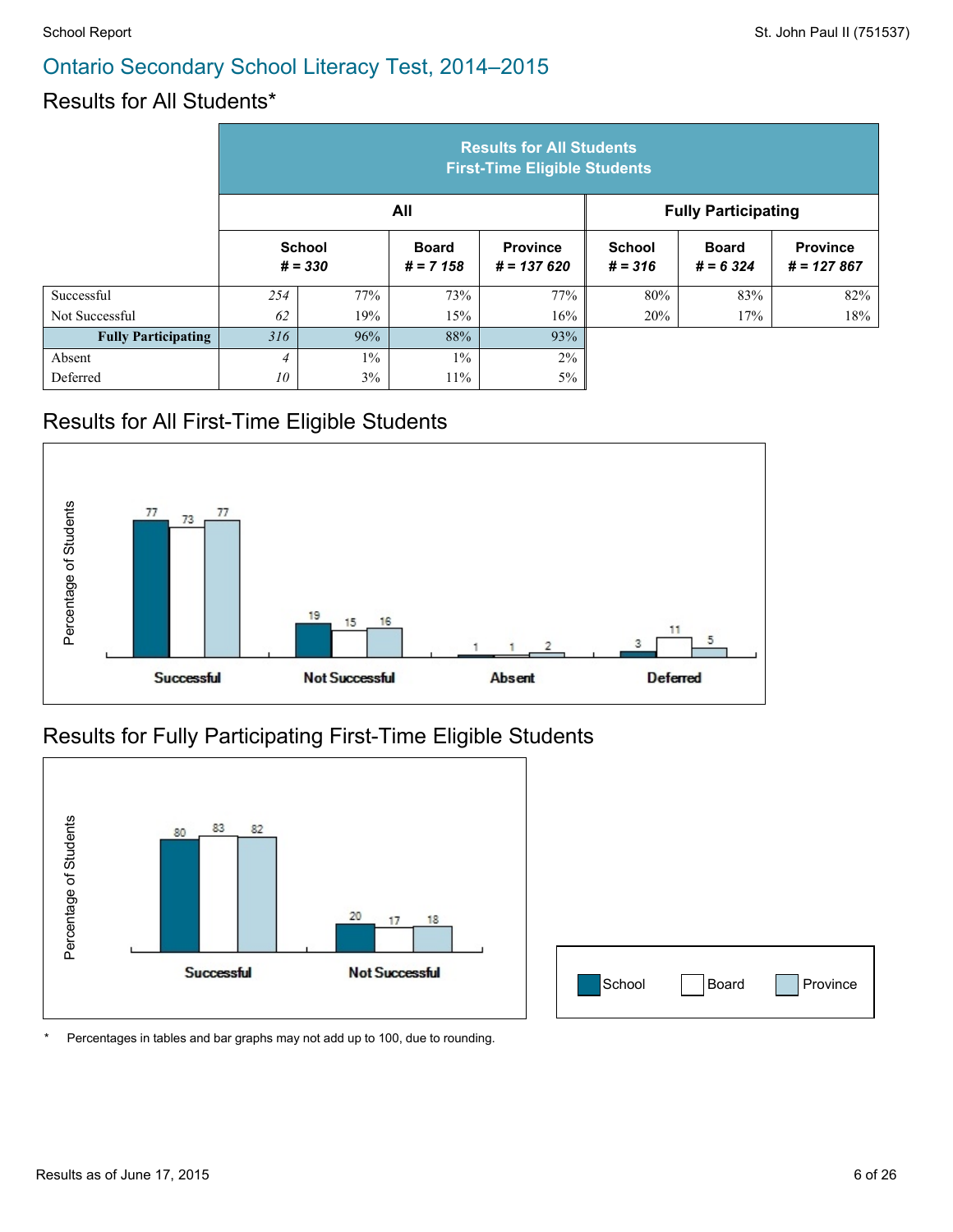# Ontario Secondary School Literacy Test, 2014–2015

## Results for All Students*

| | Results for All Students First-Time Eligible Students | | | | | | |
|---|---|---|---|---|---|---|---|
| | All | | | | Fully Participating | | |
| | School # = 330 | | Board # = 7 158 | Province # = 137 620 | School # = 316 | Board # = 6 324 | Province # = 127 867 |
| Successful | 254 | 77% | 73% | 77% | 80% | 83% | 82% |
| Not Successful | 62 | 19% | 15% | 16% | 20% | 17% | 18% |
| **Fully Participating** | 316 | 96% | 88% | 93% | | | |
| Absent | 4 | 1% | 1% | 2% | | | |
| Deferred | 10 | 3% | 11% | 5% | | | |

## Results for All First-Time Eligible Students

Percentage of Students

| | School | Board | Province |
|---|---|---|---|
| Successful | 77 | 73 | 77 |
| Not Successful | 19 | 15 | 16 |
| Absent | 1 | 1 | 2 |
| Deferred | 3 | 11 | 5 |

## Results for Fully Participating First-Time Eligible Students

Percentage of Students

| | School | Board | Province |
|---|---|---|---|
| Successful | 80 | 83 | 82 |
| Not Successful | 20 | 17 | 18 |

School | Board | Province

\* Percentages in tables and bar graphs may not add up to 100, due to rounding.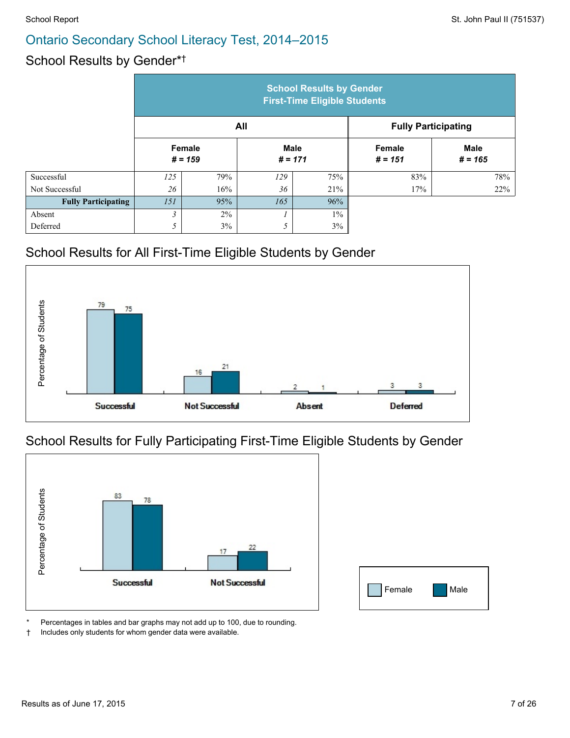# Ontario Secondary School Literacy Test, 2014–2015

## School Results by Gender*†

| | School Results by Gender First-Time Eligible Students | | | | | |
|---|---|---|---|---|---|---|
| | All | | | | Fully Participating | |
| | Female # = 159 | | Male # = 171 | | Female # = 151 | Male # = 165 |
| Successful | 125 | 79% | 129 | 75% | 83% | 78% |
| Not Successful | 26 | 16% | 36 | 21% | 17% | 22% |
| **Fully Participating** | 151 | 95% | 165 | 96% | | |
| Absent | 3 | 2% | 1 | 1% | | |
| Deferred | 5 | 3% | 5 | 3% | | |

## School Results for All First-Time Eligible Students by Gender

Percentage of Students

| | Female | Male |
|---|---|---|
| Successful | 79 | 75 |
| Not Successful | 16 | 21 |
| Absent | 2 | 1 |
| Deferred | 3 | 3 |

## School Results for Fully Participating First-Time Eligible Students by Gender

Percentage of Students

| | Female | Male |
|---|---|---|
| Successful | 83 | 78 |
| Not Successful | 17 | 22 |

Female   Male

\* Percentages in tables and bar graphs may not add up to 100, due to rounding.

† Includes only students for whom gender data were available.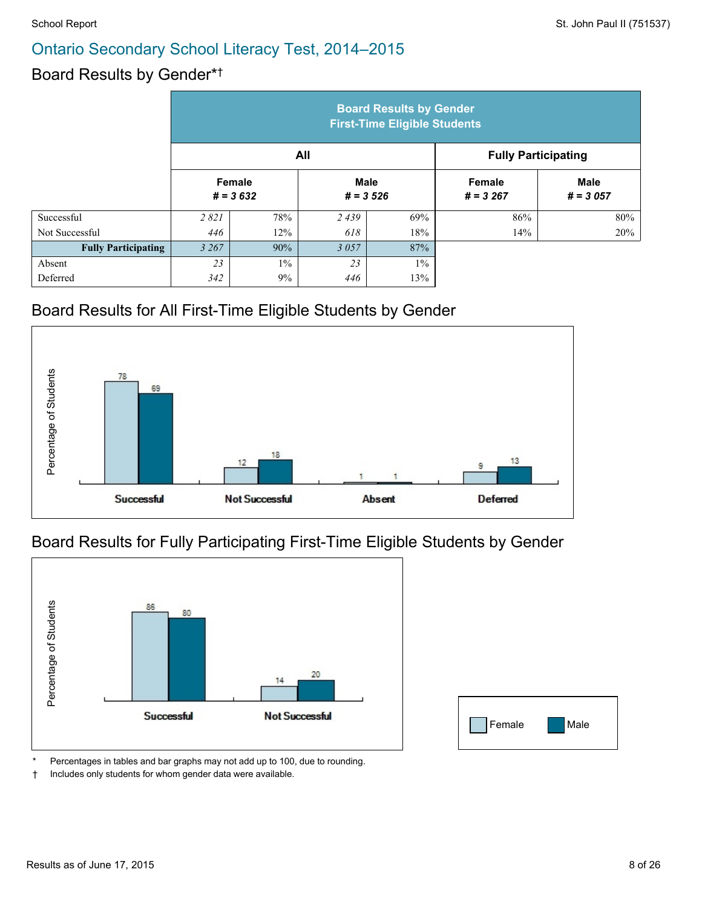# Ontario Secondary School Literacy Test, 2014–2015

## Board Results by Gender*†

| | Board Results by Gender First-Time Eligible Students | | | | | |
|---|---|---|---|---|---|---|
| | All | | | | Fully Participating | |
| | Female # = 3 632 | | Male # = 3 526 | | Female # = 3 267 | Male # = 3 057 |
| Successful | 2 821 | 78% | 2 439 | 69% | 86% | 80% |
| Not Successful | 446 | 12% | 618 | 18% | 14% | 20% |
| **Fully Participating** | 3 267 | 90% | 3 057 | 87% | | |
| Absent | 23 | 1% | 23 | 1% | | |
| Deferred | 342 | 9% | 446 | 13% | | |

## Board Results for All First-Time Eligible Students by Gender

Percentage of Students

| | Female | Male |
|---|---|---|
| Successful | 78 | 69 |
| Not Successful | 12 | 18 |
| Absent | 1 | 1 |
| Deferred | 9 | 13 |

## Board Results for Fully Participating First-Time Eligible Students by Gender

Percentage of Students

| | Female | Male |
|---|---|---|
| Successful | 86 | 80 |
| Not Successful | 14 | 20 |

\* Percentages in tables and bar graphs may not add up to 100, due to rounding.

† Includes only students for whom gender data were available.

Results as of June 17, 2015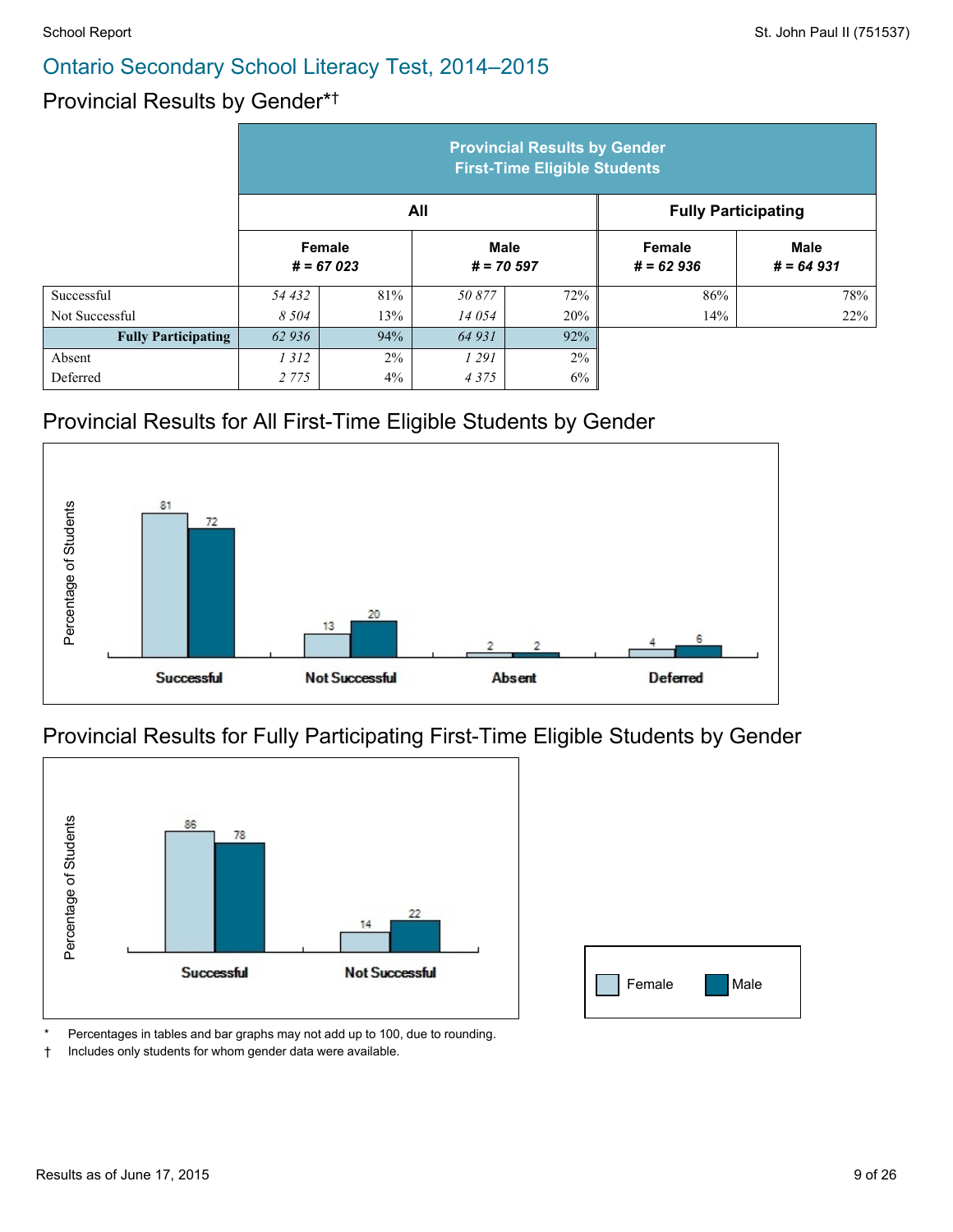## Ontario Secondary School Literacy Test, 2014–2015

### Provincial Results by Gender*†

| | Provincial Results by Gender First-Time Eligible Students | | | | | |
|---|---|---|---|---|---|---|
| | All | | | | Fully Participating | |
| | Female # = 67 023 | | Male # = 70 597 | | Female # = 62 936 | Male # = 64 931 |
| Successful | 54 432 | 81% | 50 877 | 72% | 86% | 78% |
| Not Successful | 8 504 | 13% | 14 054 | 20% | 14% | 22% |
| **Fully Participating** | 62 936 | 94% | 64 931 | 92% | | |
| Absent | 1 312 | 2% | 1 291 | 2% | | |
| Deferred | 2 775 | 4% | 4 375 | 6% | | |

### Provincial Results for All First-Time Eligible Students by Gender

Percentage of Students

| | Female | Male |
|---|---|---|
| Successful | 81 | 72 |
| Not Successful | 13 | 20 |
| Absent | 2 | 2 |
| Deferred | 4 | 6 |

### Provincial Results for Fully Participating First-Time Eligible Students by Gender

Percentage of Students

| | Female | Male |
|---|---|---|
| Successful | 86 | 78 |
| Not Successful | 14 | 22 |

Female  Male

\* Percentages in tables and bar graphs may not add up to 100, due to rounding.
† Includes only students for whom gender data were available.

Results as of June 17, 2015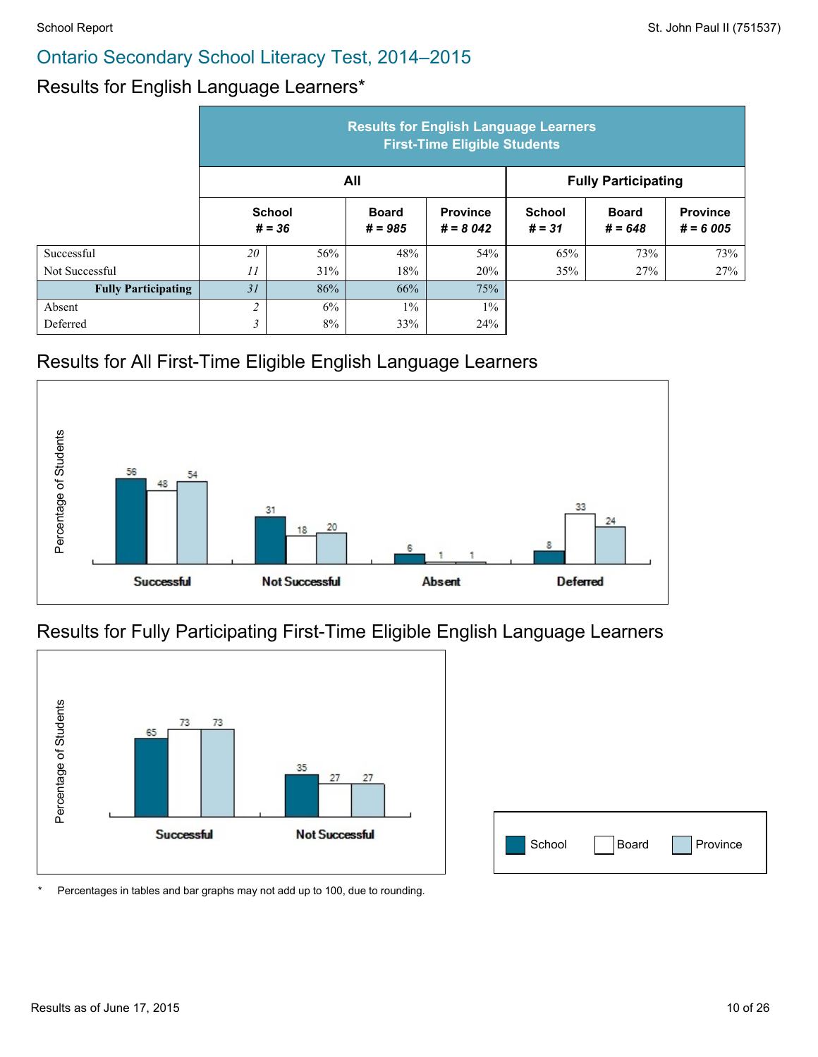# Ontario Secondary School Literacy Test, 2014–2015

## Results for English Language Learners*

| | Results for English Language Learners First-Time Eligible Students | | | | | | |
|---|---|---|---|---|---|---|---|
| | All | | | | Fully Participating | | |
| | School # = 36 | | Board # = 985 | Province # = 8 042 | School # = 31 | Board # = 648 | Province # = 6 005 |
| Successful | 20 | 56% | 48% | 54% | 65% | 73% | 73% |
| Not Successful | 11 | 31% | 18% | 20% | 35% | 27% | 27% |
| **Fully Participating** | 31 | 86% | 66% | 75% | | | |
| Absent | 2 | 6% | 1% | 1% | | | |
| Deferred | 3 | 8% | 33% | 24% | | | |

## Results for All First-Time Eligible English Language Learners

| Percentage of Students | School | Board | Province |
|---|---|---|---|
| Successful | 56 | 48 | 54 |
| Not Successful | 31 | 18 | 20 |
| Absent | 6 | 1 | 1 |
| Deferred | 8 | 33 | 24 |

## Results for Fully Participating First-Time Eligible English Language Learners

| Percentage of Students | School | Board | Province |
|---|---|---|---|
| Successful | 65 | 73 | 73 |
| Not Successful | 35 | 27 | 27 |

\* Percentages in tables and bar graphs may not add up to 100, due to rounding.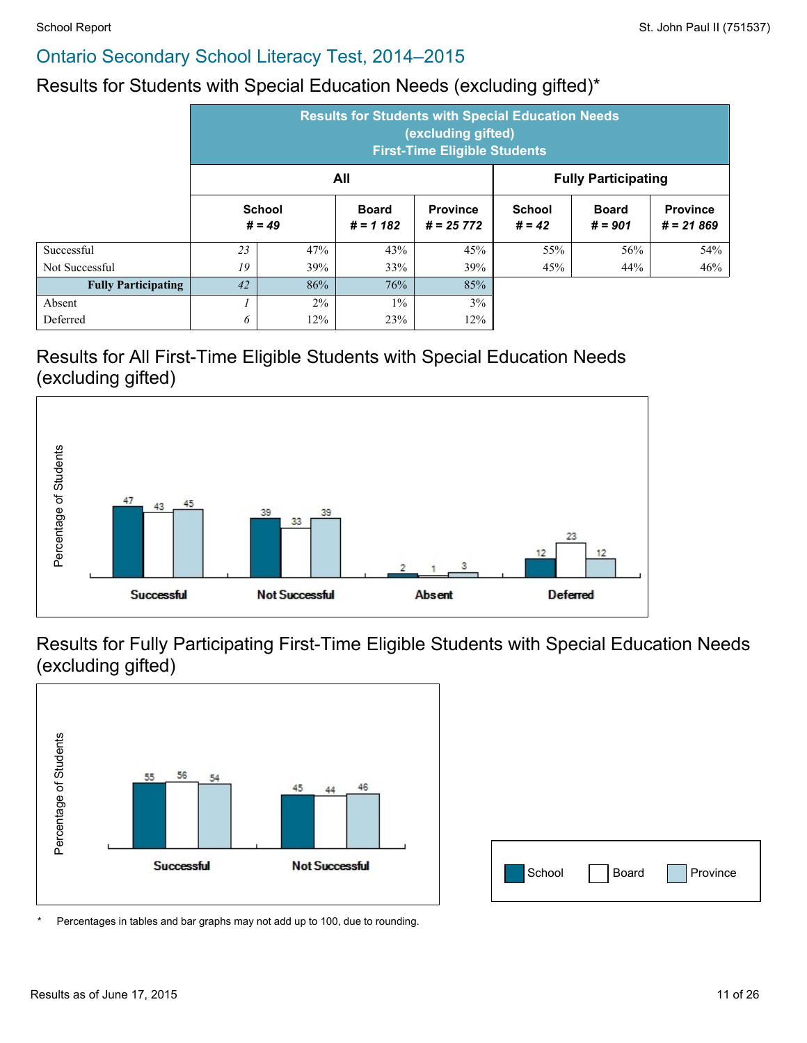## Ontario Secondary School Literacy Test, 2014–2015

### Results for Students with Special Education Needs (excluding gifted)*

| | Results for Students with Special Education Needs (excluding gifted) First-Time Eligible Students | | | | | | |
|---|---|---|---|---|---|---|---|
| | All | | | | Fully Participating | | |
| | School # = 49 | | Board # = 1 182 | Province # = 25 772 | School # = 42 | Board # = 901 | Province # = 21 869 |
| Successful | 23 | 47% | 43% | 45% | 55% | 56% | 54% |
| Not Successful | 19 | 39% | 33% | 39% | 45% | 44% | 46% |
| **Fully Participating** | 42 | 86% | 76% | 85% | | | |
| Absent | 1 | 2% | 1% | 3% | | | |
| Deferred | 6 | 12% | 23% | 12% | | | |

### Results for All First-Time Eligible Students with Special Education Needs (excluding gifted)

Percentage of Students

| | School | Board | Province |
|---|---|---|---|
| Successful | 47 | 43 | 45 |
| Not Successful | 39 | 33 | 39 |
| Absent | 2 | 1 | 3 |
| Deferred | 12 | 23 | 12 |

### Results for Fully Participating First-Time Eligible Students with Special Education Needs (excluding gifted)

Percentage of Students

| | School | Board | Province |
|---|---|---|---|
| Successful | 55 | 56 | 54 |
| Not Successful | 45 | 44 | 46 |

\* Percentages in tables and bar graphs may not add up to 100, due to rounding.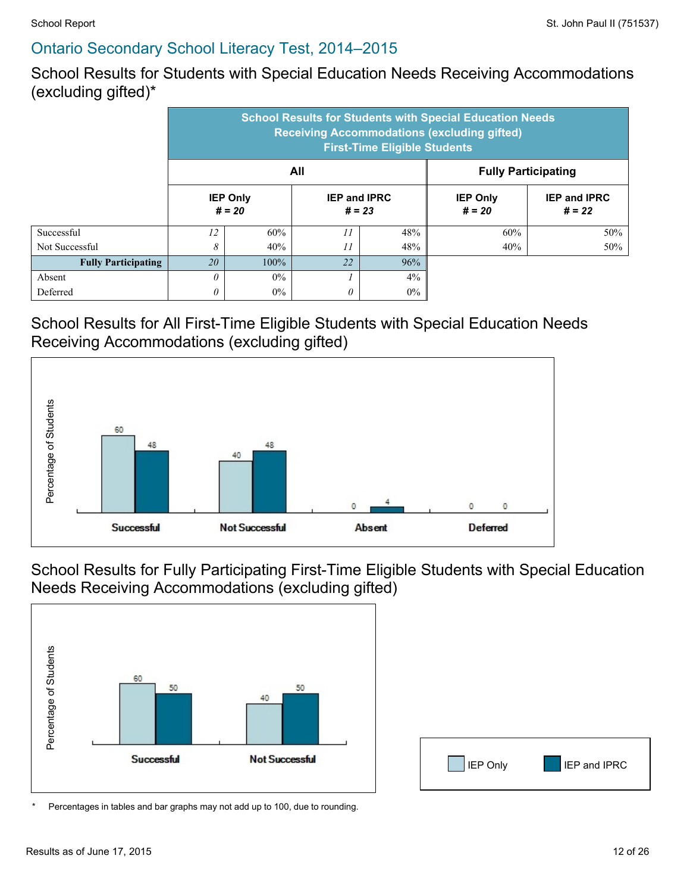## Ontario Secondary School Literacy Test, 2014–2015

### School Results for Students with Special Education Needs Receiving Accommodations (excluding gifted)*

| | School Results for Students with Special Education Needs Receiving Accommodations (excluding gifted) First-Time Eligible Students | | | | | |
|---|---|---|---|---|---|---|
| | All | | | | Fully Participating | |
| | IEP Only # = 20 | | IEP and IPRC # = 23 | | IEP Only # = 20 | IEP and IPRC # = 22 |
| Successful | *12* | 60% | *11* | 48% | 60% | 50% |
| Not Successful | *8* | 40% | *11* | 48% | 40% | 50% |
| **Fully Participating** | *20* | 100% | *22* | 96% | | |
| Absent | *0* | 0% | *1* | 4% | | |
| Deferred | *0* | 0% | *0* | 0% | | |

### School Results for All First-Time Eligible Students with Special Education Needs Receiving Accommodations (excluding gifted)

| Percentage of Students | IEP Only | IEP and IPRC |
|---|---|---|
| Successful | 60 | 48 |
| Not Successful | 40 | 48 |
| Absent | 0 | 4 |
| Deferred | 0 | 0 |

### School Results for Fully Participating First-Time Eligible Students with Special Education Needs Receiving Accommodations (excluding gifted)

| Percentage of Students | IEP Only | IEP and IPRC |
|---|---|---|
| Successful | 60 | 50 |
| Not Successful | 40 | 50 |

\* Percentages in tables and bar graphs may not add up to 100, due to rounding.

Results as of June 17, 2015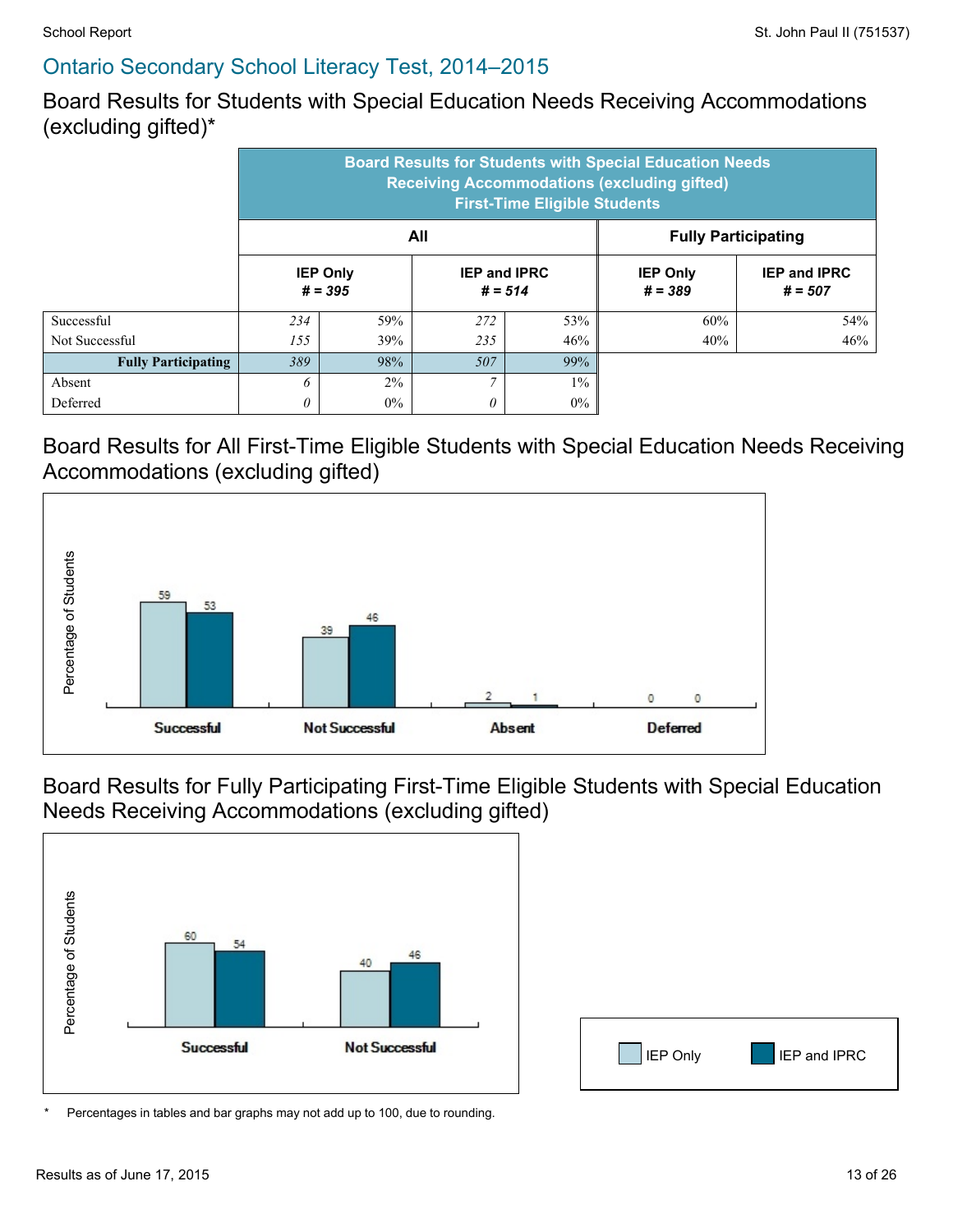## Ontario Secondary School Literacy Test, 2014–2015

### Board Results for Students with Special Education Needs Receiving Accommodations (excluding gifted)*

| | Board Results for Students with Special Education Needs Receiving Accommodations (excluding gifted) First-Time Eligible Students | | | | | |
|---|---|---|---|---|---|---|
| | All | | | | Fully Participating | |
| | IEP Only # = 395 | | IEP and IPRC # = 514 | | IEP Only # = 389 | IEP and IPRC # = 507 |
| Successful | 234 | 59% | 272 | 53% | 60% | 54% |
| Not Successful | 155 | 39% | 235 | 46% | 40% | 46% |
| **Fully Participating** | 389 | 98% | 507 | 99% | | |
| Absent | 6 | 2% | 7 | 1% | | |
| Deferred | 0 | 0% | 0 | 0% | | |

### Board Results for All First-Time Eligible Students with Special Education Needs Receiving Accommodations (excluding gifted)

| Percentage of Students | IEP Only | IEP and IPRC |
|---|---|---|
| Successful | 59 | 53 |
| Not Successful | 39 | 46 |
| Absent | 2 | 1 |
| Deferred | 0 | 0 |

### Board Results for Fully Participating First-Time Eligible Students with Special Education Needs Receiving Accommodations (excluding gifted)

| Percentage of Students | IEP Only | IEP and IPRC |
|---|---|---|
| Successful | 60 | 54 |
| Not Successful | 40 | 46 |

\* Percentages in tables and bar graphs may not add up to 100, due to rounding.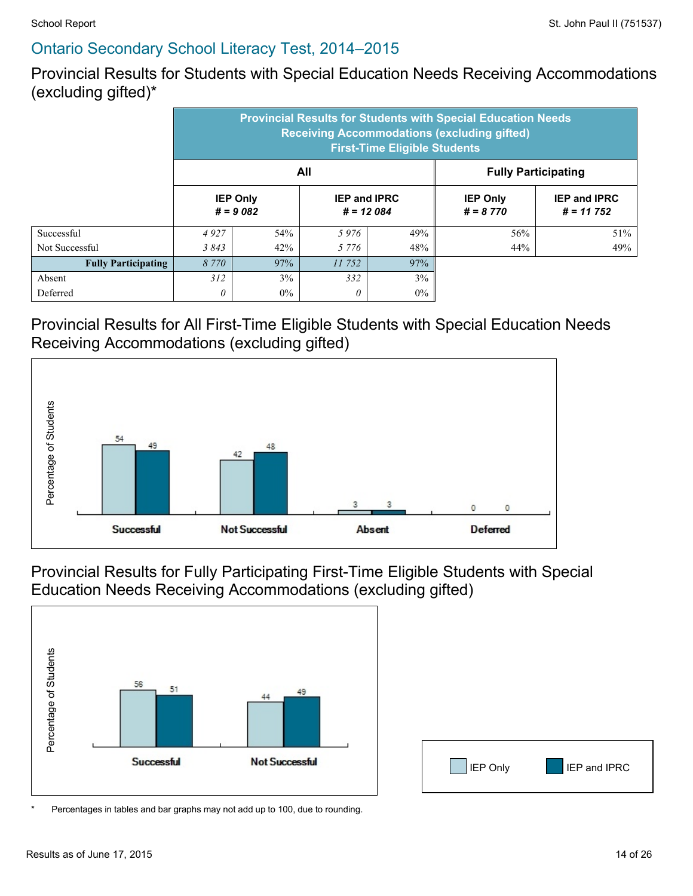## Ontario Secondary School Literacy Test, 2014–2015

### Provincial Results for Students with Special Education Needs Receiving Accommodations (excluding gifted)*

| | Provincial Results for Students with Special Education Needs Receiving Accommodations (excluding gifted) First-Time Eligible Students | | | | | |
|---|---|---|---|---|---|---|
| | All | | | | Fully Participating | |
| | IEP Only # = 9 082 | | IEP and IPRC # = 12 084 | | IEP Only # = 8 770 | IEP and IPRC # = 11 752 |
| Successful | 4 927 | 54% | 5 976 | 49% | 56% | 51% |
| Not Successful | 3 843 | 42% | 5 776 | 48% | 44% | 49% |
| **Fully Participating** | 8 770 | 97% | 11 752 | 97% | | |
| Absent | 312 | 3% | 332 | 3% | | |
| Deferred | 0 | 0% | 0 | 0% | | |

### Provincial Results for All First-Time Eligible Students with Special Education Needs Receiving Accommodations (excluding gifted)

| Percentage of Students | IEP Only | IEP and IPRC |
|---|---|---|
| Successful | 54 | 49 |
| Not Successful | 42 | 48 |
| Absent | 3 | 3 |
| Deferred | 0 | 0 |

### Provincial Results for Fully Participating First-Time Eligible Students with Special Education Needs Receiving Accommodations (excluding gifted)

| Percentage of Students | IEP Only | IEP and IPRC |
|---|---|---|
| Successful | 56 | 51 |
| Not Successful | 44 | 49 |

\* Percentages in tables and bar graphs may not add up to 100, due to rounding.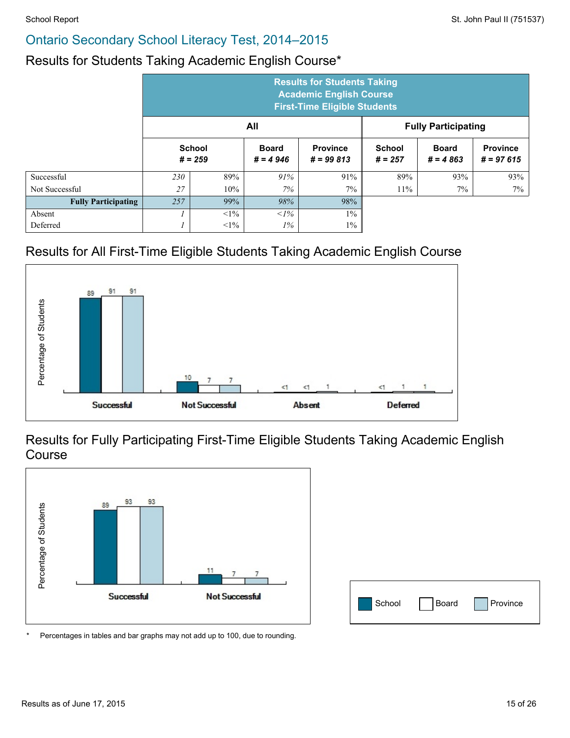## Ontario Secondary School Literacy Test, 2014–2015

### Results for Students Taking Academic English Course*

| | Results for Students Taking Academic English Course First-Time Eligible Students | | | | | | |
|---|---|---|---|---|---|---|---|
| | All | | | | Fully Participating | | |
| | School # = 259 | | Board # = 4 946 | Province # = 99 813 | School # = 257 | Board # = 4 863 | Province # = 97 615 |
| Successful | 230 | 89% | 91% | 91% | 89% | 93% | 93% |
| Not Successful | 27 | 10% | 7% | 7% | 11% | 7% | 7% |
| **Fully Participating** | 257 | 99% | 98% | 98% | | | |
| Absent | 1 | <1% | <1% | 1% | | | |
| Deferred | 1 | <1% | 1% | 1% | | | |

### Results for All First-Time Eligible Students Taking Academic English Course

| | School | Board | Province |
|---|---|---|---|
| Successful | 89 | 91 | 91 |
| Not Successful | 10 | 7 | 7 |
| Absent | <1 | <1 | 1 |
| Deferred | <1 | 1 | 1 |

### Results for Fully Participating First-Time Eligible Students Taking Academic English Course

| | School | Board | Province |
|---|---|---|---|
| Successful | 89 | 93 | 93 |
| Not Successful | 11 | 7 | 7 |

\* Percentages in tables and bar graphs may not add up to 100, due to rounding.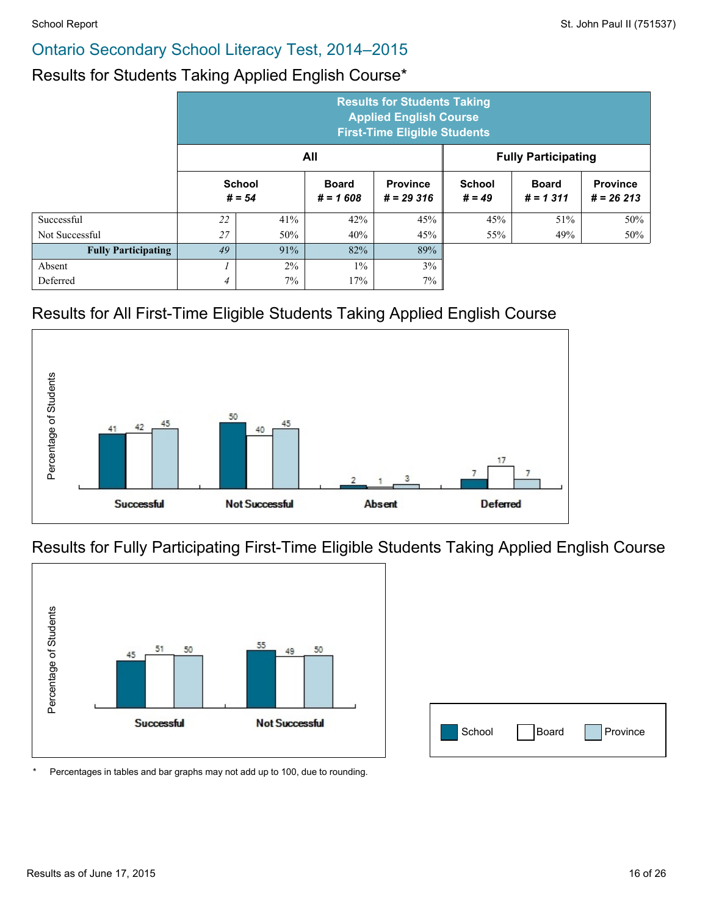## Ontario Secondary School Literacy Test, 2014–2015

### Results for Students Taking Applied English Course*

| | Results for Students Taking Applied English Course First-Time Eligible Students | | | | | | |
|---|---|---|---|---|---|---|---|
| | All | | | | Fully Participating | | |
| | School # = 54 | | Board # = 1 608 | Province # = 29 316 | School # = 49 | Board # = 1 311 | Province # = 26 213 |
| Successful | 22 | 41% | 42% | 45% | 45% | 51% | 50% |
| Not Successful | 27 | 50% | 40% | 45% | 55% | 49% | 50% |
| **Fully Participating** | 49 | 91% | 82% | 89% | | | |
| Absent | 1 | 2% | 1% | 3% | | | |
| Deferred | 4 | 7% | 17% | 7% | | | |

### Results for All First-Time Eligible Students Taking Applied English Course

| Percentage of Students | School | Board | Province |
|---|---|---|---|
| Successful | 41 | 42 | 45 |
| Not Successful | 50 | 40 | 45 |
| Absent | 2 | 1 | 3 |
| Deferred | 7 | 17 | 7 |

### Results for Fully Participating First-Time Eligible Students Taking Applied English Course

| Percentage of Students | School | Board | Province |
|---|---|---|---|
| Successful | 45 | 51 | 50 |
| Not Successful | 55 | 49 | 50 |

\* Percentages in tables and bar graphs may not add up to 100, due to rounding.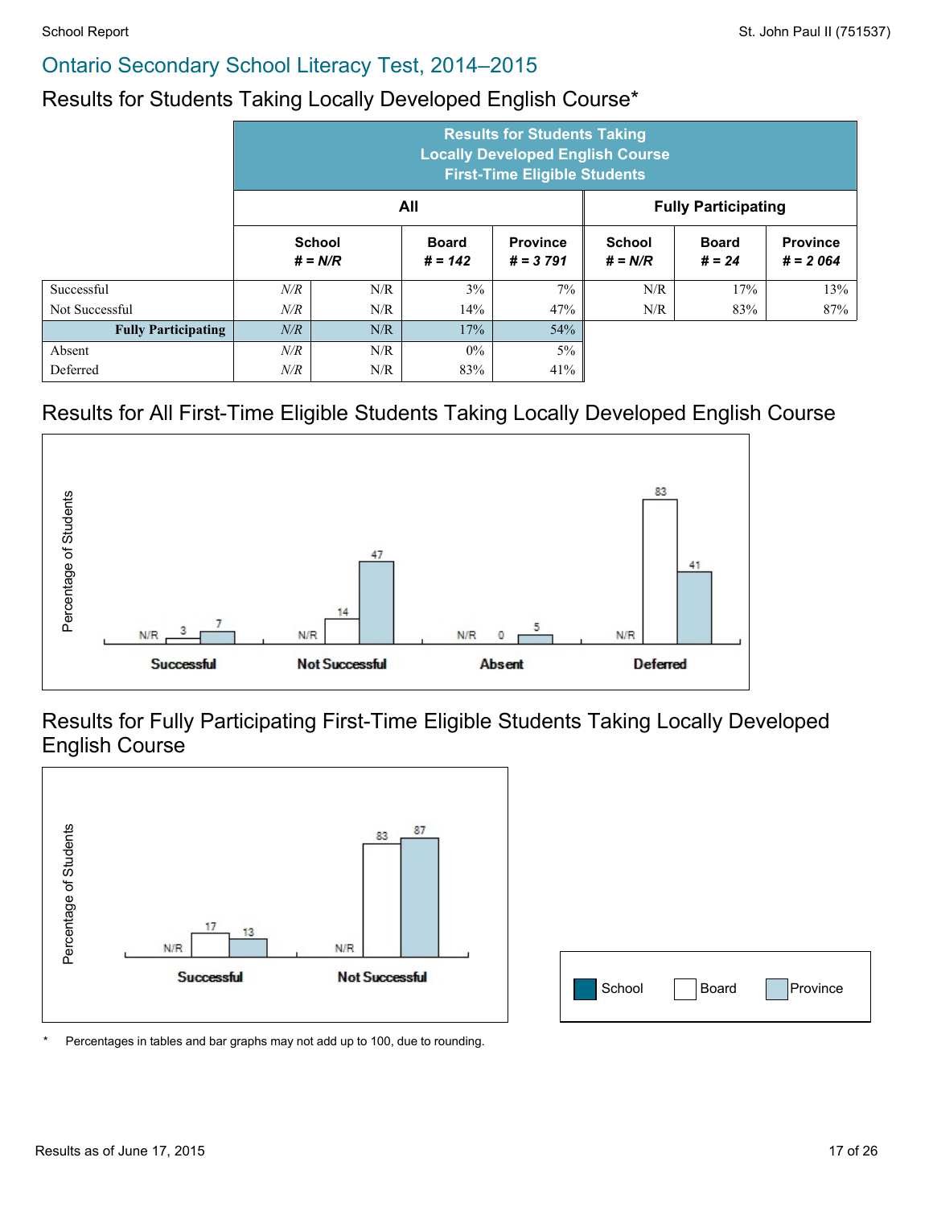## Ontario Secondary School Literacy Test, 2014–2015

### Results for Students Taking Locally Developed English Course*

| | Results for Students Taking Locally Developed English Course First-Time Eligible Students | | | | | | |
|---|---|---|---|---|---|---|---|
| | All | | | | Fully Participating | | |
| | School # = N/R | | Board # = 142 | Province # = 3 791 | School # = N/R | Board # = 24 | Province # = 2 064 |
| Successful | N/R | N/R | 3% | 7% | N/R | 17% | 13% |
| Not Successful | N/R | N/R | 14% | 47% | N/R | 83% | 87% |
| **Fully Participating** | N/R | N/R | 17% | 54% | | | |
| Absent | N/R | N/R | 0% | 5% | | | |
| Deferred | N/R | N/R | 83% | 41% | | | |

### Results for All First-Time Eligible Students Taking Locally Developed English Course

Percentage of Students

| | School | Board | Province |
|---|---|---|---|
| Successful | N/R | 3 | 7 |
| Not Successful | N/R | 14 | 47 |
| Absent | N/R | 0 | 5 |
| Deferred | N/R | 83 | 41 |

### Results for Fully Participating First-Time Eligible Students Taking Locally Developed English Course

Percentage of Students

| | School | Board | Province |
|---|---|---|---|
| Successful | N/R | 17 | 13 |
| Not Successful | N/R | 83 | 87 |

School | Board | Province

\* Percentages in tables and bar graphs may not add up to 100, due to rounding.

Results as of June 17, 2015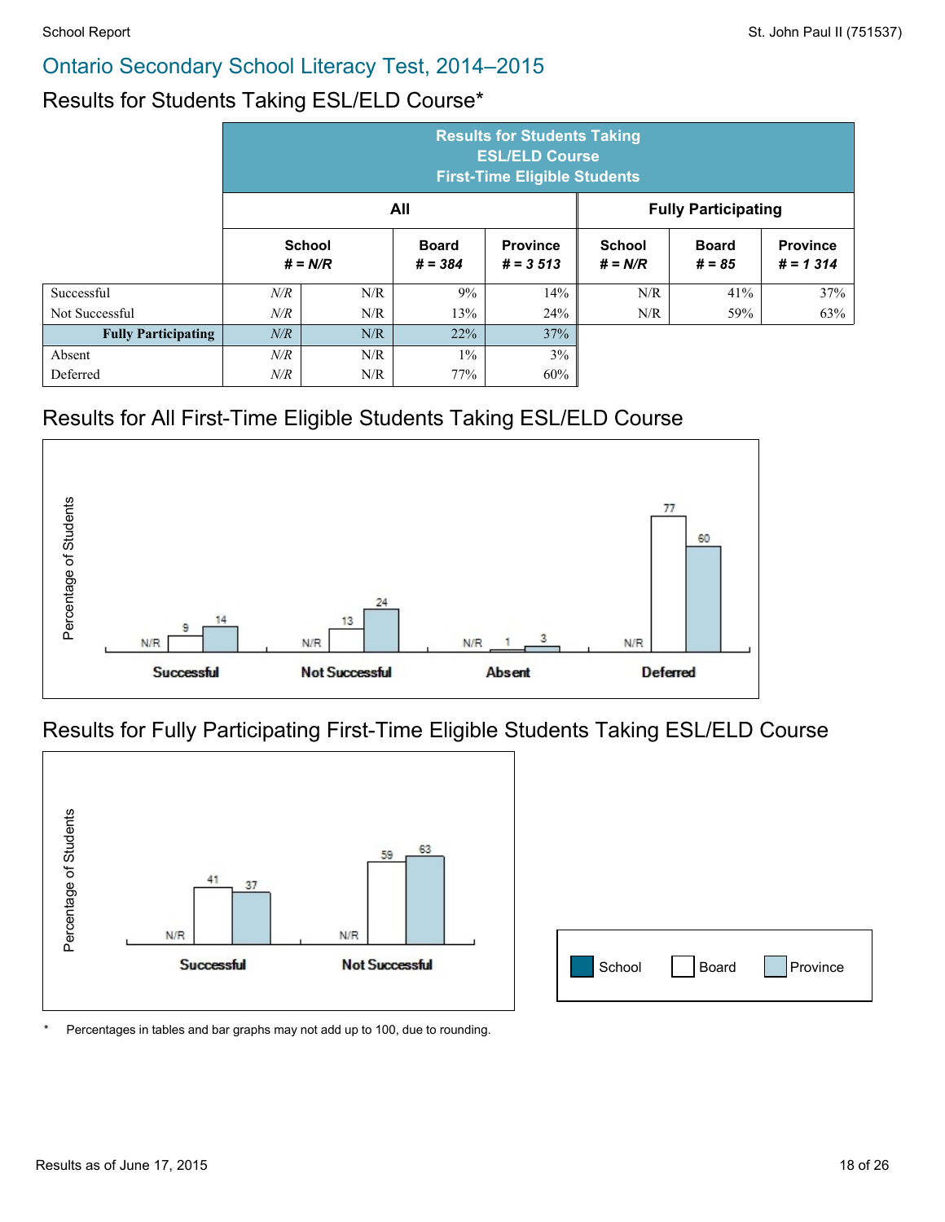## Ontario Secondary School Literacy Test, 2014–2015

### Results for Students Taking ESL/ELD Course*

| | Results for Students Taking ESL/ELD Course First-Time Eligible Students | | | | | | |
|---|---|---|---|---|---|---|---|
| | All | | | | Fully Participating | | |
| | School # = N/R | | Board # = 384 | Province # = 3 513 | School # = N/R | Board # = 85 | Province # = 1 314 |
| Successful | N/R | N/R | 9% | 14% | N/R | 41% | 37% |
| Not Successful | N/R | N/R | 13% | 24% | N/R | 59% | 63% |
| **Fully Participating** | N/R | N/R | 22% | 37% | | | |
| Absent | N/R | N/R | 1% | 3% | | | |
| Deferred | N/R | N/R | 77% | 60% | | | |

### Results for All First-Time Eligible Students Taking ESL/ELD Course

Percentage of Students

| | School | Board | Province |
|---|---|---|---|
| Successful | N/R | 9 | 14 |
| Not Successful | N/R | 13 | 24 |
| Absent | N/R | 1 | 3 |
| Deferred | N/R | 77 | 60 |

### Results for Fully Participating First-Time Eligible Students Taking ESL/ELD Course

Percentage of Students

| | School | Board | Province |
|---|---|---|---|
| Successful | N/R | 41 | 37 |
| Not Successful | N/R | 59 | 63 |

Legend: School, Board, Province

\* Percentages in tables and bar graphs may not add up to 100, due to rounding.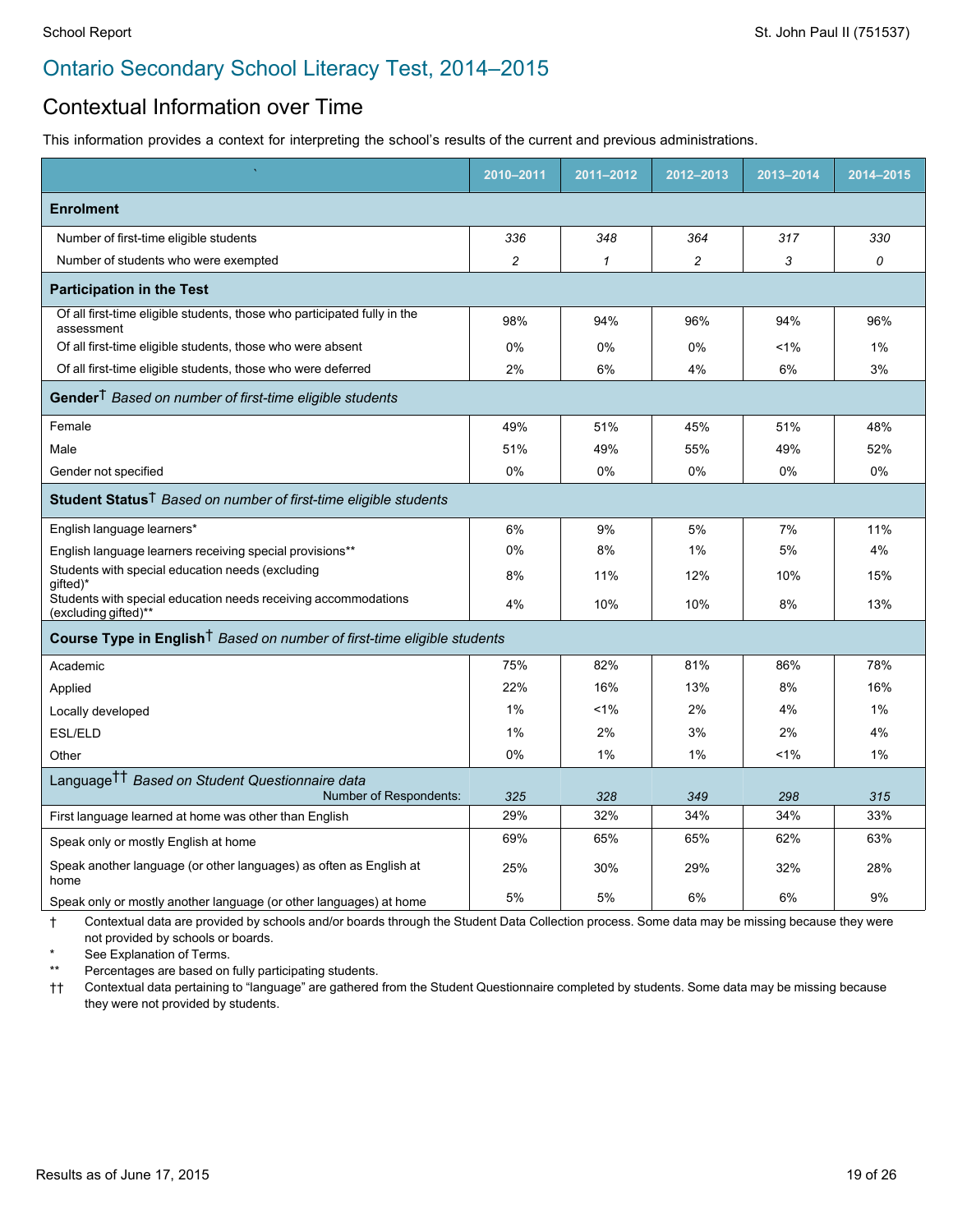# Ontario Secondary School Literacy Test, 2014–2015

## Contextual Information over Time

This information provides a context for interpreting the school's results of the current and previous administrations.

| | 2010–2011 | 2011–2012 | 2012–2013 | 2013–2014 | 2014–2015 |
|---|---|---|---|---|---|
| **Enrolment** | | | | | |
| Number of first-time eligible students | *336* | *348* | *364* | *317* | *330* |
| Number of students who were exempted | *2* | *1* | *2* | *3* | *0* |
| **Participation in the Test** | | | | | |
| Of all first-time eligible students, those who participated fully in the assessment | 98% | 94% | 96% | 94% | 96% |
| Of all first-time eligible students, those who were absent | 0% | 0% | 0% | <1% | 1% |
| Of all first-time eligible students, those who were deferred | 2% | 6% | 4% | 6% | 3% |
| **Gender**† *Based on number of first-time eligible students* | | | | | |
| Female | 49% | 51% | 45% | 51% | 48% |
| Male | 51% | 49% | 55% | 49% | 52% |
| Gender not specified | 0% | 0% | 0% | 0% | 0% |
| **Student Status**† *Based on number of first-time eligible students* | | | | | |
| English language learners* | 6% | 9% | 5% | 7% | 11% |
| English language learners receiving special provisions** | 0% | 8% | 1% | 5% | 4% |
| Students with special education needs (excluding gifted)* | 8% | 11% | 12% | 10% | 15% |
| Students with special education needs receiving accommodations (excluding gifted)** | 4% | 10% | 10% | 8% | 13% |
| **Course Type in English**† *Based on number of first-time eligible students* | | | | | |
| Academic | 75% | 82% | 81% | 86% | 78% |
| Applied | 22% | 16% | 13% | 8% | 16% |
| Locally developed | 1% | <1% | 2% | 4% | 1% |
| ESL/ELD | 1% | 2% | 3% | 2% | 4% |
| Other | 0% | 1% | 1% | <1% | 1% |
| Language†† *Based on Student Questionnaire data* — Number of Respondents: | *325* | *328* | *349* | *298* | *315* |
| First language learned at home was other than English | 29% | 32% | 34% | 34% | 33% |
| Speak only or mostly English at home | 69% | 65% | 65% | 62% | 63% |
| Speak another language (or other languages) as often as English at home | 25% | 30% | 29% | 32% | 28% |
| Speak only or mostly another language (or other languages) at home | 5% | 5% | 6% | 6% | 9% |

† Contextual data are provided by schools and/or boards through the Student Data Collection process. Some data may be missing because they were not provided by schools or boards.

\* See Explanation of Terms.

\** Percentages are based on fully participating students.

†† Contextual data pertaining to "language" are gathered from the Student Questionnaire completed by students. Some data may be missing because they were not provided by students.

Results as of June 17, 2015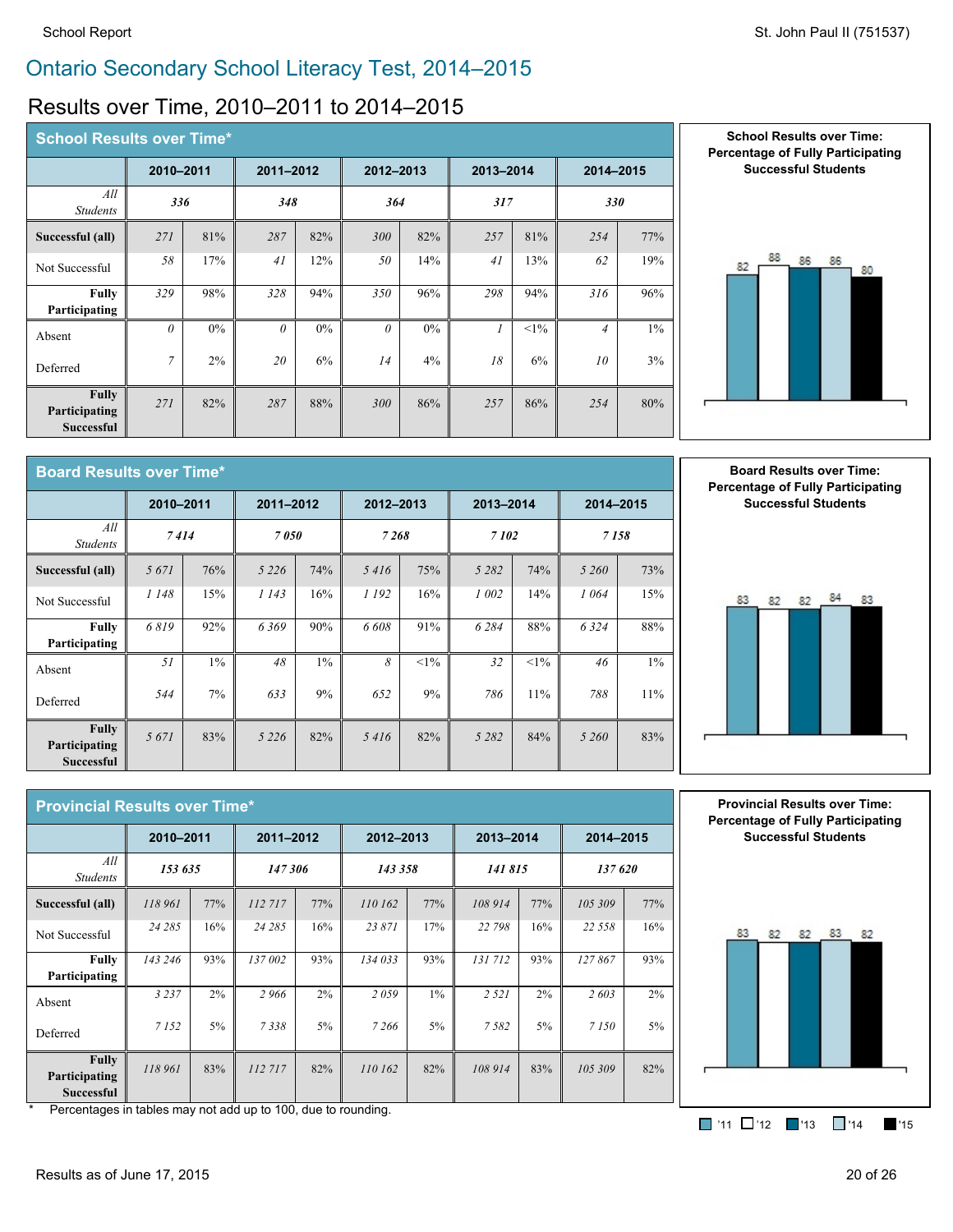# Ontario Secondary School Literacy Test, 2014–2015

## Results over Time, 2010–2011 to 2014–2015

### School Results over Time*

| | 2010–2011 | | 2011–2012 | | 2012–2013 | | 2013–2014 | | 2014–2015 | |
|---|---|---|---|---|---|---|---|---|---|---|
| *All Students* | *336* | | *348* | | *364* | | *317* | | *330* | |
| **Successful (all)** | *271* | 81% | *287* | 82% | *300* | 82% | *257* | 81% | *254* | 77% |
| Not Successful | *58* | 17% | *41* | 12% | *50* | 14% | *41* | 13% | *62* | 19% |
| **Fully Participating** | *329* | 98% | *328* | 94% | *350* | 96% | *298* | 94% | *316* | 96% |
| Absent | *0* | 0% | *0* | 0% | *0* | 0% | *1* | <1% | *4* | 1% |
| Deferred | *7* | 2% | *20* | 6% | *14* | 4% | *18* | 6% | *10* | 3% |
| **Fully Participating Successful** | *271* | 82% | *287* | 88% | *300* | 86% | *257* | 86% | *254* | 80% |

**School Results over Time: Percentage of Fully Participating Successful Students**

| '11 | '12 | '13 | '14 | '15 |
|---|---|---|---|---|
| 82 | 88 | 86 | 86 | 80 |

### Board Results over Time*

| | 2010–2011 | | 2011–2012 | | 2012–2013 | | 2013–2014 | | 2014–2015 | |
|---|---|---|---|---|---|---|---|---|---|---|
| *All Students* | *7 414* | | *7 050* | | *7 268* | | *7 102* | | *7 158* | |
| **Successful (all)** | *5 671* | 76% | *5 226* | 74% | *5 416* | 75% | *5 282* | 74% | *5 260* | 73% |
| Not Successful | *1 148* | 15% | *1 143* | 16% | *1 192* | 16% | *1 002* | 14% | *1 064* | 15% |
| **Fully Participating** | *6 819* | 92% | *6 369* | 90% | *6 608* | 91% | *6 284* | 88% | *6 324* | 88% |
| Absent | *51* | 1% | *48* | 1% | *8* | <1% | *32* | <1% | *46* | 1% |
| Deferred | *544* | 7% | *633* | 9% | *652* | 9% | *786* | 11% | *788* | 11% |
| **Fully Participating Successful** | *5 671* | 83% | *5 226* | 82% | *5 416* | 82% | *5 282* | 84% | *5 260* | 83% |

**Board Results over Time: Percentage of Fully Participating Successful Students**

| '11 | '12 | '13 | '14 | '15 |
|---|---|---|---|---|
| 83 | 82 | 82 | 84 | 83 |

### Provincial Results over Time*

| | 2010–2011 | | 2011–2012 | | 2012–2013 | | 2013–2014 | | 2014–2015 | |
|---|---|---|---|---|---|---|---|---|---|---|
| *All Students* | *153 635* | | *147 306* | | *143 358* | | *141 815* | | *137 620* | |
| **Successful (all)** | *118 961* | 77% | *112 717* | 77% | *110 162* | 77% | *108 914* | 77% | *105 309* | 77% |
| Not Successful | *24 285* | 16% | *24 285* | 16% | *23 871* | 17% | *22 798* | 16% | *22 558* | 16% |
| **Fully Participating** | *143 246* | 93% | *137 002* | 93% | *134 033* | 93% | *131 712* | 93% | *127 867* | 93% |
| Absent | *3 237* | 2% | *2 966* | 2% | *2 059* | 1% | *2 521* | 2% | *2 603* | 2% |
| Deferred | *7 152* | 5% | *7 338* | 5% | *7 266* | 5% | *7 582* | 5% | *7 150* | 5% |
| **Fully Participating Successful** | *118 961* | 83% | *112 717* | 82% | *110 162* | 82% | *108 914* | 83% | *105 309* | 82% |

**Provincial Results over Time: Percentage of Fully Participating Successful Students**

| '11 | '12 | '13 | '14 | '15 |
|---|---|---|---|---|
| 83 | 82 | 82 | 83 | 82 |

\* Percentages in tables may not add up to 100, due to rounding.

Results as of June 17, 2015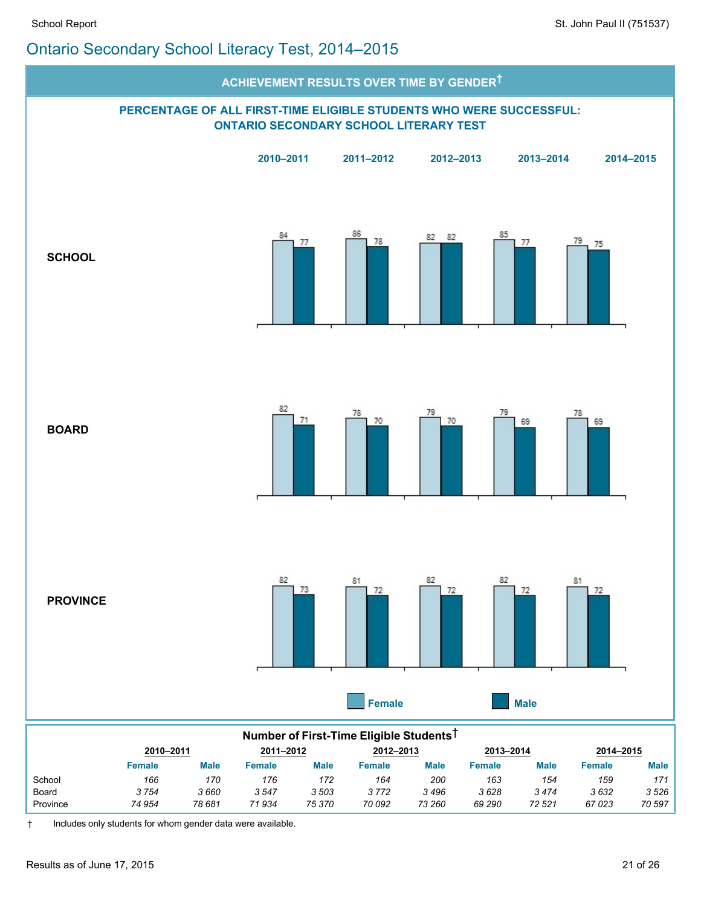# Ontario Secondary School Literacy Test, 2014–2015

## ACHIEVEMENT RESULTS OVER TIME BY GENDER†

### PERCENTAGE OF ALL FIRST-TIME ELIGIBLE STUDENTS WHO WERE SUCCESSFUL: ONTARIO SECONDARY SCHOOL LITERARY TEST

| | 2010–2011 | | 2011–2012 | | 2012–2013 | | 2013–2014 | | 2014–2015 | |
|---|---|---|---|---|---|---|---|---|---|---|
| | Female | Male | Female | Male | Female | Male | Female | Male | Female | Male |
| SCHOOL | 84 | 77 | 86 | 78 | 82 | 82 | 85 | 77 | 79 | 75 |
| BOARD | 82 | 71 | 78 | 70 | 79 | 70 | 79 | 69 | 78 | 69 |
| PROVINCE | 82 | 73 | 81 | 72 | 82 | 72 | 82 | 72 | 81 | 72 |

### Number of First-Time Eligible Students†

| | 2010–2011 | | 2011–2012 | | 2012–2013 | | 2013–2014 | | 2014–2015 | |
|---|---|---|---|---|---|---|---|---|---|---|
| | Female | Male | Female | Male | Female | Male | Female | Male | Female | Male |
| School | *166* | *170* | *176* | *172* | *164* | *200* | *163* | *154* | *159* | *171* |
| Board | *3 754* | *3 660* | *3 547* | *3 503* | *3 772* | *3 496* | *3 628* | *3 474* | *3 632* | *3 526* |
| Province | *74 954* | *78 681* | *71 934* | *75 370* | *70 092* | *73 260* | *69 290* | *72 521* | *67 023* | *70 597* |

† Includes only students for whom gender data were available.

Results as of June 17, 2015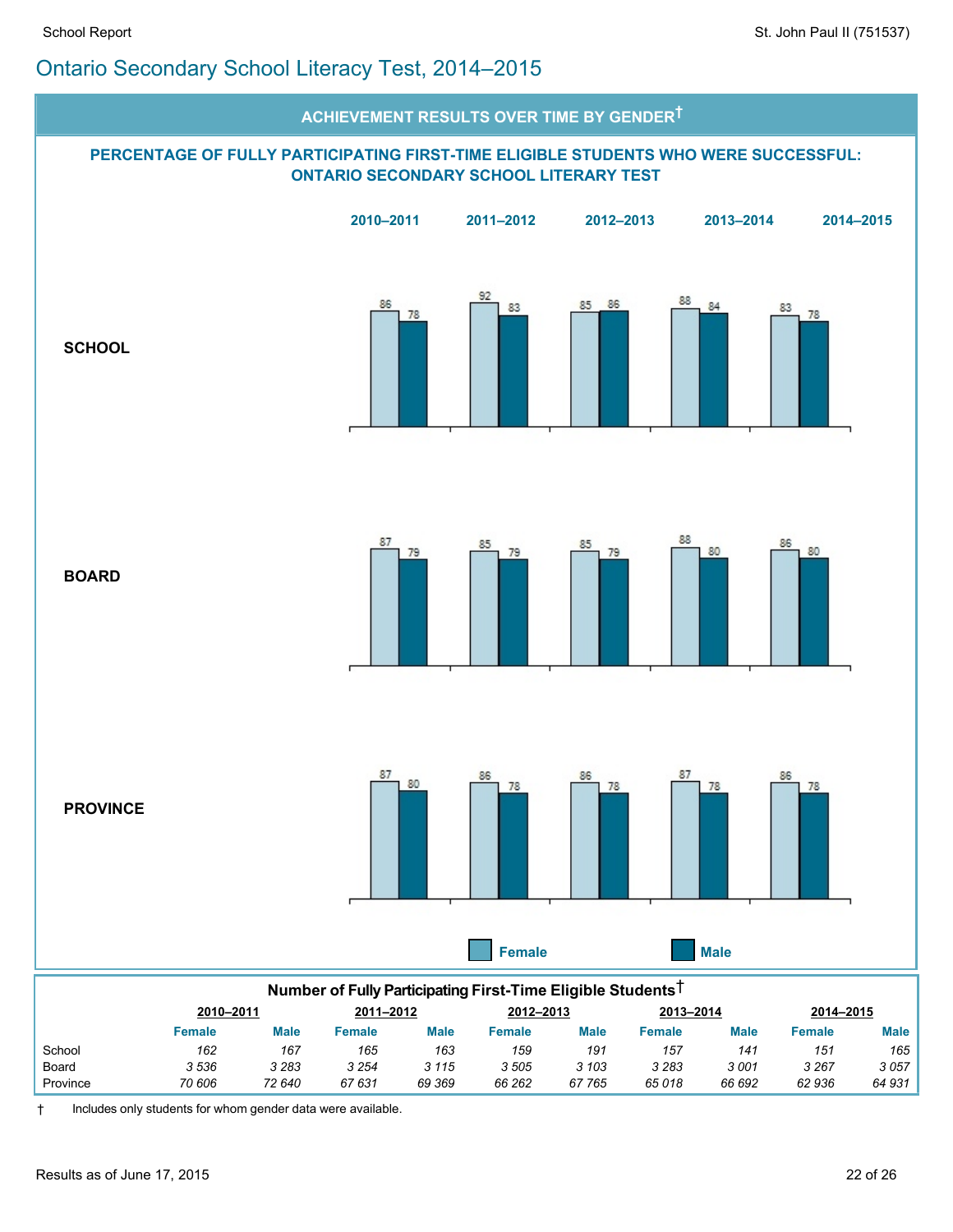# Ontario Secondary School Literacy Test, 2014–2015

## ACHIEVEMENT RESULTS OVER TIME BY GENDER†

### PERCENTAGE OF FULLY PARTICIPATING FIRST-TIME ELIGIBLE STUDENTS WHO WERE SUCCESSFUL: ONTARIO SECONDARY SCHOOL LITERARY TEST

| | 2010–2011 | | 2011–2012 | | 2012–2013 | | 2013–2014 | | 2014–2015 | |
|---|---|---|---|---|---|---|---|---|---|---|
| | Female | Male | Female | Male | Female | Male | Female | Male | Female | Male |
| SCHOOL | 86 | 78 | 92 | 83 | 85 | 86 | 88 | 84 | 83 | 78 |
| BOARD | 87 | 79 | 85 | 79 | 85 | 79 | 88 | 80 | 86 | 80 |
| PROVINCE | 87 | 80 | 86 | 78 | 86 | 78 | 87 | 78 | 86 | 78 |

### Number of Fully Participating First-Time Eligible Students†

| | 2010–2011 | | 2011–2012 | | 2012–2013 | | 2013–2014 | | 2014–2015 | |
|---|---|---|---|---|---|---|---|---|---|---|
| | Female | Male | Female | Male | Female | Male | Female | Male | Female | Male |
| School | 162 | 167 | 165 | 163 | 159 | 191 | 157 | 141 | 151 | 165 |
| Board | 3 536 | 3 283 | 3 254 | 3 115 | 3 505 | 3 103 | 3 283 | 3 001 | 3 267 | 3 057 |
| Province | 70 606 | 72 640 | 67 631 | 69 369 | 66 262 | 67 765 | 65 018 | 66 692 | 62 936 | 64 931 |

† Includes only students for whom gender data were available.

Results as of June 17, 2015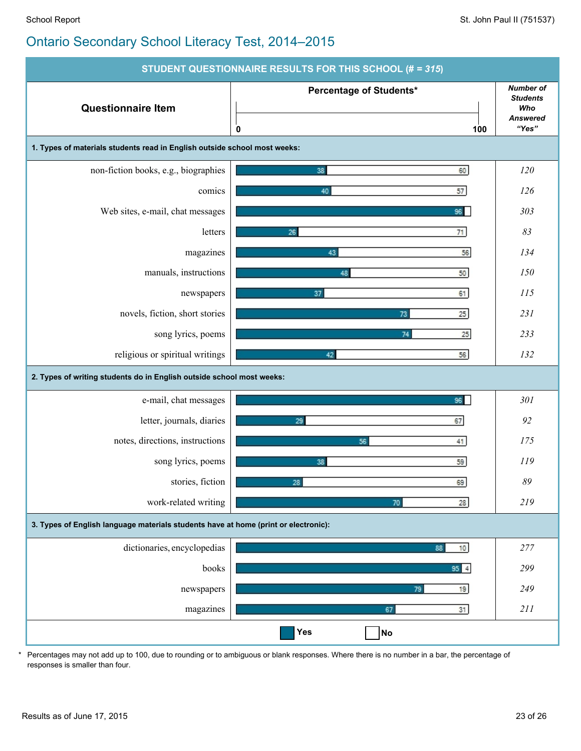## Ontario Secondary School Literacy Test, 2014–2015

**STUDENT QUESTIONNAIRE RESULTS FOR THIS SCHOOL (# = 315)**

| Questionnaire Item | Percentage of Students* Yes | Percentage of Students* No | Number of Students Who Answered "Yes" |
|---|---|---|---|
| **1. Types of materials students read in English outside school most weeks:** | | | |
| non-fiction books, e.g., biographies | 38 | 60 | 120 |
| comics | 40 | 57 | 126 |
| Web sites, e-mail, chat messages | 96 | | 303 |
| letters | 26 | 71 | 83 |
| magazines | 43 | 56 | 134 |
| manuals, instructions | 48 | 50 | 150 |
| newspapers | 37 | 61 | 115 |
| novels, fiction, short stories | 73 | 25 | 231 |
| song lyrics, poems | 74 | 25 | 233 |
| religious or spiritual writings | 42 | 56 | 132 |
| **2. Types of writing students do in English outside school most weeks:** | | | |
| e-mail, chat messages | 96 | | 301 |
| letter, journals, diaries | 29 | 67 | 92 |
| notes, directions, instructions | 56 | 41 | 175 |
| song lyrics, poems | 38 | 59 | 119 |
| stories, fiction | 28 | 69 | 89 |
| work-related writing | 70 | 28 | 219 |
| **3. Types of English language materials students have at home (print or electronic):** | | | |
| dictionaries, encyclopedias | 88 | 10 | 277 |
| books | 95 | 4 | 299 |
| newspapers | 79 | 19 | 249 |
| magazines | 67 | 31 | 211 |

\* Percentages may not add up to 100, due to rounding or to ambiguous or blank responses. Where there is no number in a bar, the percentage of responses is smaller than four.

Results as of June 17, 2015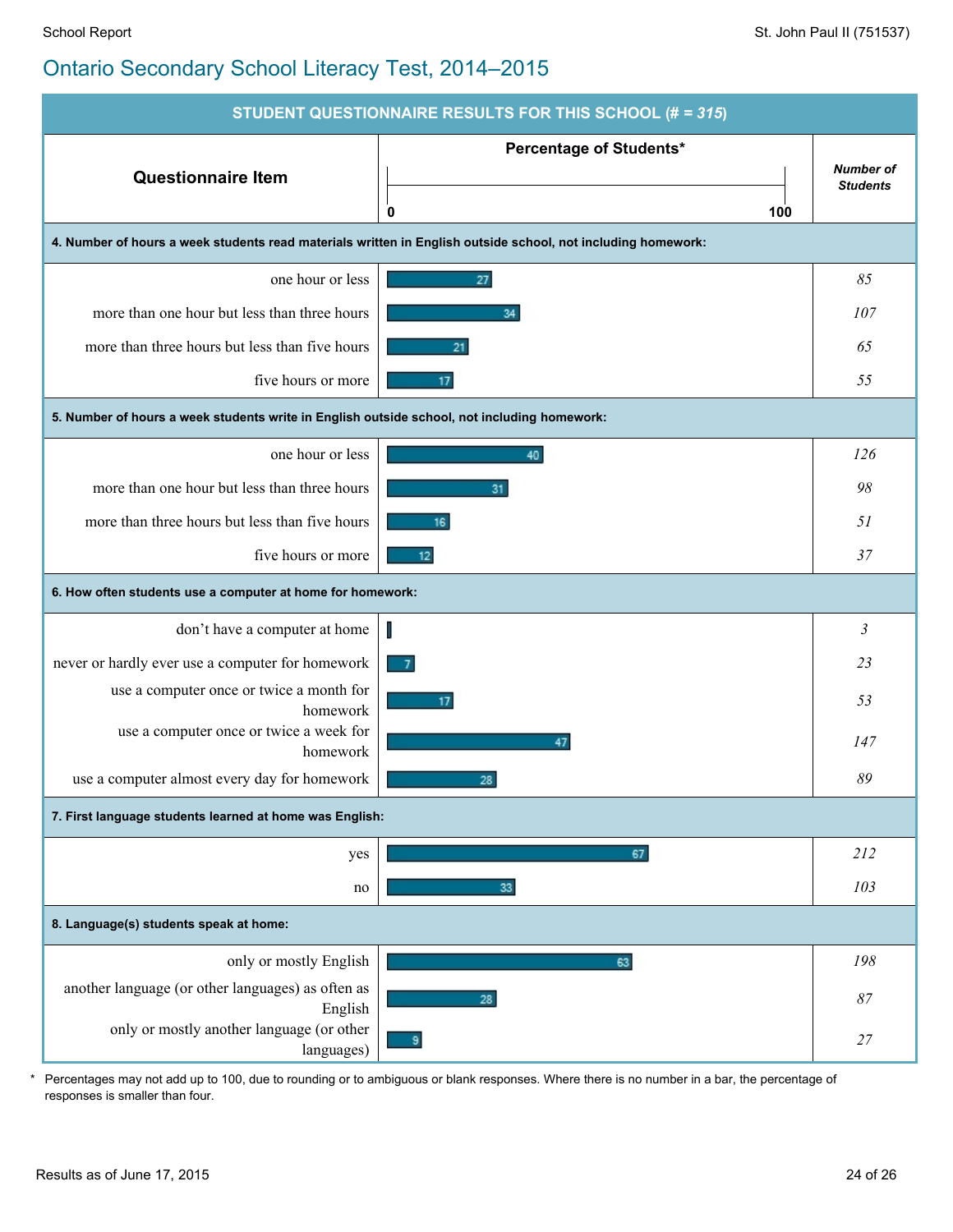## Ontario Secondary School Literacy Test, 2014–2015

| STUDENT QUESTIONNAIRE RESULTS FOR THIS SCHOOL (# = 315) | | |
|---|---|---|
| **Questionnaire Item** | **Percentage of Students*** (0–100) | ***Number of Students*** |
| **4. Number of hours a week students read materials written in English outside school, not including homework:** | | |
| one hour or less | 27 | *85* |
| more than one hour but less than three hours | 34 | *107* |
| more than three hours but less than five hours | 21 | *65* |
| five hours or more | 17 | *55* |
| **5. Number of hours a week students write in English outside school, not including homework:** | | |
| one hour or less | 40 | *126* |
| more than one hour but less than three hours | 31 | *98* |
| more than three hours but less than five hours | 16 | *51* |
| five hours or more | 12 | *37* |
| **6. How often students use a computer at home for homework:** | | |
| don't have a computer at home | | *3* |
| never or hardly ever use a computer for homework | 7 | *23* |
| use a computer once or twice a month for homework | 17 | *53* |
| use a computer once or twice a week for homework | 47 | *147* |
| use a computer almost every day for homework | 28 | *89* |
| **7. First language students learned at home was English:** | | |
| yes | 67 | *212* |
| no | 33 | *103* |
| **8. Language(s) students speak at home:** | | |
| only or mostly English | 63 | *198* |
| another language (or other languages) as often as English | 28 | *87* |
| only or mostly another language (or other languages) | 9 | *27* |

\* Percentages may not add up to 100, due to rounding or to ambiguous or blank responses. Where there is no number in a bar, the percentage of responses is smaller than four.

Results as of June 17, 2015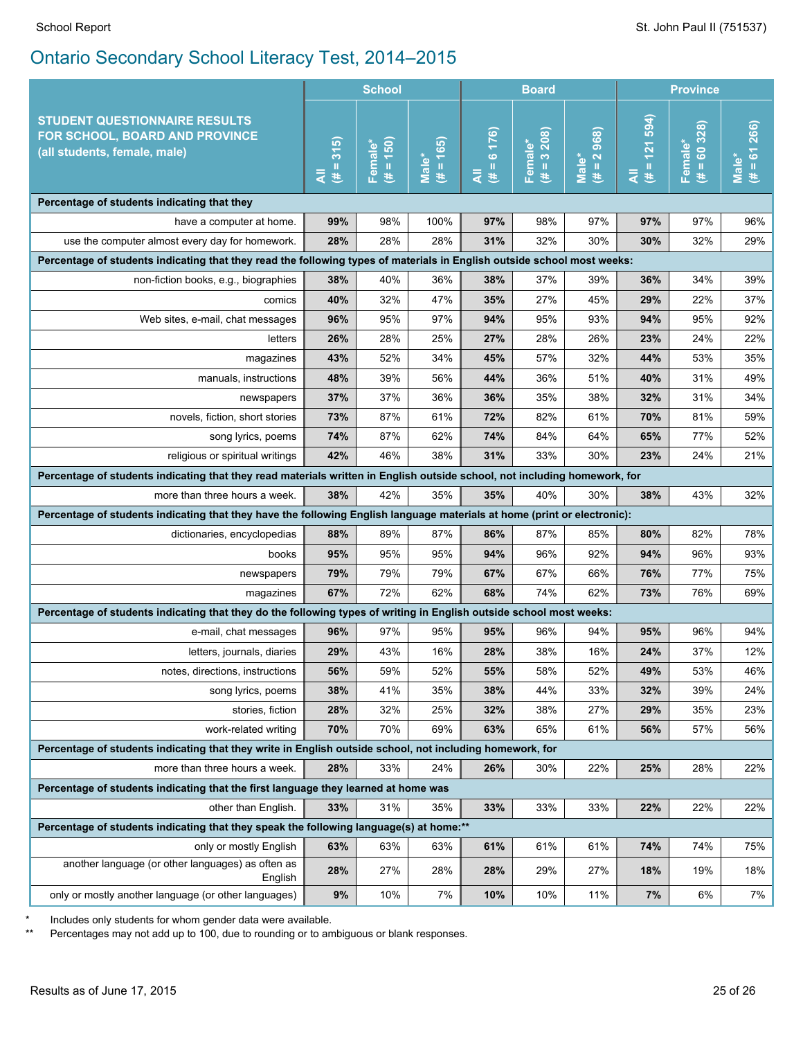## Ontario Secondary School Literacy Test, 2014–2015

| STUDENT QUESTIONNAIRE RESULTS FOR SCHOOL, BOARD AND PROVINCE (all students, female, male) | School | | | Board | | | Province | | |
|---|---|---|---|---|---|---|---|---|---|
| | All (# = 315) | Female* (# = 150) | Male* (# = 165) | All (# = 6 176) | Female* (# = 3 208) | Male* (# = 2 968) | All (# = 121 594) | Female* (# = 60 328) | Male* (# = 61 266) |
| **Percentage of students indicating that they** | | | | | | | | | |
| have a computer at home. | **99%** | 98% | 100% | **97%** | 98% | 97% | **97%** | 97% | 96% |
| use the computer almost every day for homework. | **28%** | 28% | 28% | **31%** | 32% | 30% | **30%** | 32% | 29% |
| **Percentage of students indicating that they read the following types of materials in English outside school most weeks:** | | | | | | | | | |
| non-fiction books, e.g., biographies | **38%** | 40% | 36% | **38%** | 37% | 39% | **36%** | 34% | 39% |
| comics | **40%** | 32% | 47% | **35%** | 27% | 45% | **29%** | 22% | 37% |
| Web sites, e-mail, chat messages | **96%** | 95% | 97% | **94%** | 95% | 93% | **94%** | 95% | 92% |
| letters | **26%** | 28% | 25% | **27%** | 28% | 26% | **23%** | 24% | 22% |
| magazines | **43%** | 52% | 34% | **45%** | 57% | 32% | **44%** | 53% | 35% |
| manuals, instructions | **48%** | 39% | 56% | **44%** | 36% | 51% | **40%** | 31% | 49% |
| newspapers | **37%** | 37% | 36% | **36%** | 35% | 38% | **32%** | 31% | 34% |
| novels, fiction, short stories | **73%** | 87% | 61% | **72%** | 82% | 61% | **70%** | 81% | 59% |
| song lyrics, poems | **74%** | 87% | 62% | **74%** | 84% | 64% | **65%** | 77% | 52% |
| religious or spiritual writings | **42%** | 46% | 38% | **31%** | 33% | 30% | **23%** | 24% | 21% |
| **Percentage of students indicating that they read materials written in English outside school, not including homework, for** | | | | | | | | | |
| more than three hours a week. | **38%** | 42% | 35% | **35%** | 40% | 30% | **38%** | 43% | 32% |
| **Percentage of students indicating that they have the following English language materials at home (print or electronic):** | | | | | | | | | |
| dictionaries, encyclopedias | **88%** | 89% | 87% | **86%** | 87% | 85% | **80%** | 82% | 78% |
| books | **95%** | 95% | 95% | **94%** | 96% | 92% | **94%** | 96% | 93% |
| newspapers | **79%** | 79% | 79% | **67%** | 67% | 66% | **76%** | 77% | 75% |
| magazines | **67%** | 72% | 62% | **68%** | 74% | 62% | **73%** | 76% | 69% |
| **Percentage of students indicating that they do the following types of writing in English outside school most weeks:** | | | | | | | | | |
| e-mail, chat messages | **96%** | 97% | 95% | **95%** | 96% | 94% | **95%** | 96% | 94% |
| letters, journals, diaries | **29%** | 43% | 16% | **28%** | 38% | 16% | **24%** | 37% | 12% |
| notes, directions, instructions | **56%** | 59% | 52% | **55%** | 58% | 52% | **49%** | 53% | 46% |
| song lyrics, poems | **38%** | 41% | 35% | **38%** | 44% | 33% | **32%** | 39% | 24% |
| stories, fiction | **28%** | 32% | 25% | **32%** | 38% | 27% | **29%** | 35% | 23% |
| work-related writing | **70%** | 70% | 69% | **63%** | 65% | 61% | **56%** | 57% | 56% |
| **Percentage of students indicating that they write in English outside school, not including homework, for** | | | | | | | | | |
| more than three hours a week. | **28%** | 33% | 24% | **26%** | 30% | 22% | **25%** | 28% | 22% |
| **Percentage of students indicating that the first language they learned at home was** | | | | | | | | | |
| other than English. | **33%** | 31% | 35% | **33%** | 33% | 33% | **22%** | 22% | 22% |
| **Percentage of students indicating that they speak the following language(s) at home:\*\*** | | | | | | | | | |
| only or mostly English | **63%** | 63% | 63% | **61%** | 61% | 61% | **74%** | 74% | 75% |
| another language (or other languages) as often as English | **28%** | 27% | 28% | **28%** | 29% | 27% | **18%** | 19% | 18% |
| only or mostly another language (or other languages) | **9%** | 10% | 7% | **10%** | 10% | 11% | **7%** | 6% | 7% |

\* Includes only students for whom gender data were available.

\*\* Percentages may not add up to 100, due to rounding or to ambiguous or blank responses.

Results as of June 17, 2015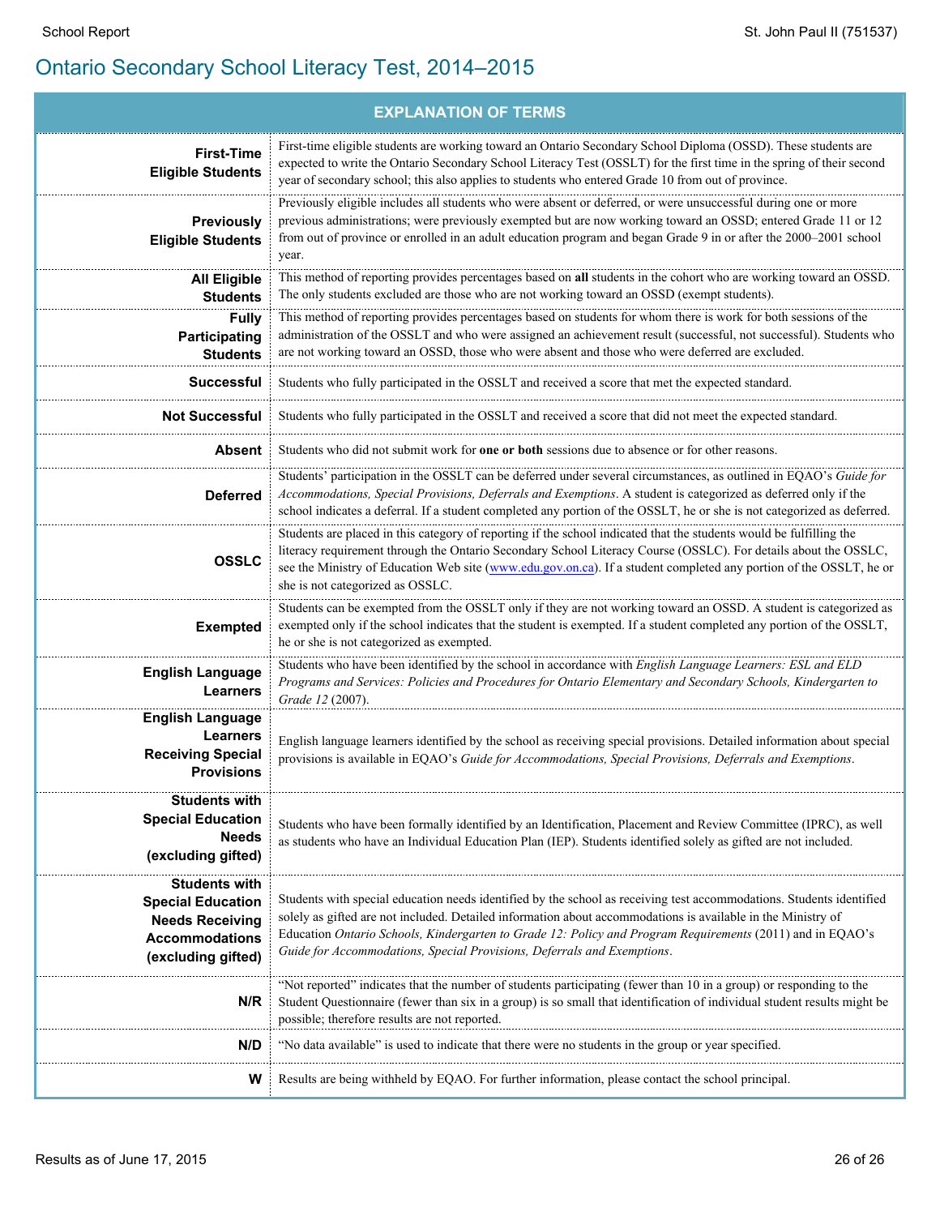# Ontario Secondary School Literacy Test, 2014–2015

| EXPLANATION OF TERMS | |
|---|---|
| **First-Time Eligible Students** | First-time eligible students are working toward an Ontario Secondary School Diploma (OSSD). These students are expected to write the Ontario Secondary School Literacy Test (OSSLT) for the first time in the spring of their second year of secondary school; this also applies to students who entered Grade 10 from out of province. |
| **Previously Eligible Students** | Previously eligible includes all students who were absent or deferred, or were unsuccessful during one or more previous administrations; were previously exempted but are now working toward an OSSD; entered Grade 11 or 12 from out of province or enrolled in an adult education program and began Grade 9 in or after the 2000–2001 school year. |
| **All Eligible Students** | This method of reporting provides percentages based on **all** students in the cohort who are working toward an OSSD. The only students excluded are those who are not working toward an OSSD (exempt students). |
| **Fully Participating Students** | This method of reporting provides percentages based on students for whom there is work for both sessions of the administration of the OSSLT and who were assigned an achievement result (successful, not successful). Students who are not working toward an OSSD, those who were absent and those who were deferred are excluded. |
| **Successful** | Students who fully participated in the OSSLT and received a score that met the expected standard. |
| **Not Successful** | Students who fully participated in the OSSLT and received a score that did not meet the expected standard. |
| **Absent** | Students who did not submit work for **one or both** sessions due to absence or for other reasons. |
| **Deferred** | Students' participation in the OSSLT can be deferred under several circumstances, as outlined in EQAO's *Guide for Accommodations, Special Provisions, Deferrals and Exemptions*. A student is categorized as deferred only if the school indicates a deferral. If a student completed any portion of the OSSLT, he or she is not categorized as deferred. |
| **OSSLC** | Students are placed in this category of reporting if the school indicated that the students would be fulfilling the literacy requirement through the Ontario Secondary School Literacy Course (OSSLC). For details about the OSSLC, see the Ministry of Education Web site (www.edu.gov.on.ca). If a student completed any portion of the OSSLT, he or she is not categorized as OSSLC. |
| **Exempted** | Students can be exempted from the OSSLT only if they are not working toward an OSSD. A student is categorized as exempted only if the school indicates that the student is exempted. If a student completed any portion of the OSSLT, he or she is not categorized as exempted. |
| **English Language Learners** | Students who have been identified by the school in accordance with *English Language Learners: ESL and ELD Programs and Services: Policies and Procedures for Ontario Elementary and Secondary Schools, Kindergarten to Grade 12* (2007). |
| **English Language Learners Receiving Special Provisions** | English language learners identified by the school as receiving special provisions. Detailed information about special provisions is available in EQAO's *Guide for Accommodations, Special Provisions, Deferrals and Exemptions*. |
| **Students with Special Education Needs (excluding gifted)** | Students who have been formally identified by an Identification, Placement and Review Committee (IPRC), as well as students who have an Individual Education Plan (IEP). Students identified solely as gifted are not included. |
| **Students with Special Education Needs Receiving Accommodations (excluding gifted)** | Students with special education needs identified by the school as receiving test accommodations. Students identified solely as gifted are not included. Detailed information about accommodations is available in the Ministry of Education *Ontario Schools, Kindergarten to Grade 12: Policy and Program Requirements* (2011) and in EQAO's *Guide for Accommodations, Special Provisions, Deferrals and Exemptions*. |
| **N/R** | "Not reported" indicates that the number of students participating (fewer than 10 in a group) or responding to the Student Questionnaire (fewer than six in a group) is so small that identification of individual student results might be possible; therefore results are not reported. |
| **N/D** | "No data available" is used to indicate that there were no students in the group or year specified. |
| **W** | Results are being withheld by EQAO. For further information, please contact the school principal. |

Results as of June 17, 2015